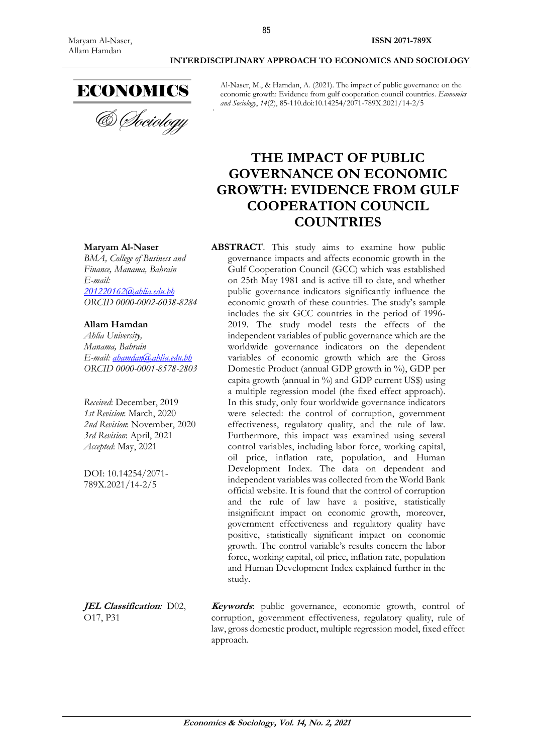Al-Naser, M., & Hamdan, A. (2021). The impact of public governance on the economic growth: Evidence from gulf cooperation council countries. *Economics and Sociology*, *14*(2), 85-110.doi:10.14254/2071-789X.2021/14-2/5

# THE IMPACT OF PUBLIC GOVERNANCE ON ECONOMIC GROWTH: EVIDENCE FROM GULF COOPERATION COUNCIL COUNTRIES

**Maryam Al-Naser**
*BMA, College of Business and Finance, Manama, Bahrain*
*E-mail: 201220162@ahlia.edu.bh*
*ORCID 0000-0002-6038-8284*

**Allam Hamdan**
*Ahlia University, Manama, Bahrain*
*E-mail: ahamdan@ahlia.edu.bh*
*ORCID 0000-0001-8578-2803*

*Received*: December, 2019
*1st Revision*: March, 2020
*2nd Revision*: November, 2020
*3rd Revision*: April, 2021
*Accepted*: May, 2021

DOI: 10.14254/2071-789X.2021/14-2/5

**ABSTRACT**. This study aims to examine how public governance impacts and affects economic growth in the Gulf Cooperation Council (GCC) which was established on 25th May 1981 and is active till to date, and whether public governance indicators significantly influence the economic growth of these countries. The study's sample includes the six GCC countries in the period of 1996-2019. The study model tests the effects of the independent variables of public governance which are the worldwide governance indicators on the dependent variables of economic growth which are the Gross Domestic Product (annual GDP growth in %), GDP per capita growth (annual in %) and GDP current US$) using a multiple regression model (the fixed effect approach). In this study, only four worldwide governance indicators were selected: the control of corruption, government effectiveness, regulatory quality, and the rule of law. Furthermore, this impact was examined using several control variables, including labor force, working capital, oil price, inflation rate, population, and Human Development Index. The data on dependent and independent variables was collected from the World Bank official website. It is found that the control of corruption and the rule of law have a positive, statistically insignificant impact on economic growth, moreover, government effectiveness and regulatory quality have positive, statistically significant impact on economic growth. The control variable's results concern the labor force, working capital, oil price, inflation rate, population and Human Development Index explained further in the study.

***JEL Classification**:* D02, O17, P31

***Keywords***: public governance, economic growth, control of corruption, government effectiveness, regulatory quality, rule of law, gross domestic product, multiple regression model, fixed effect approach.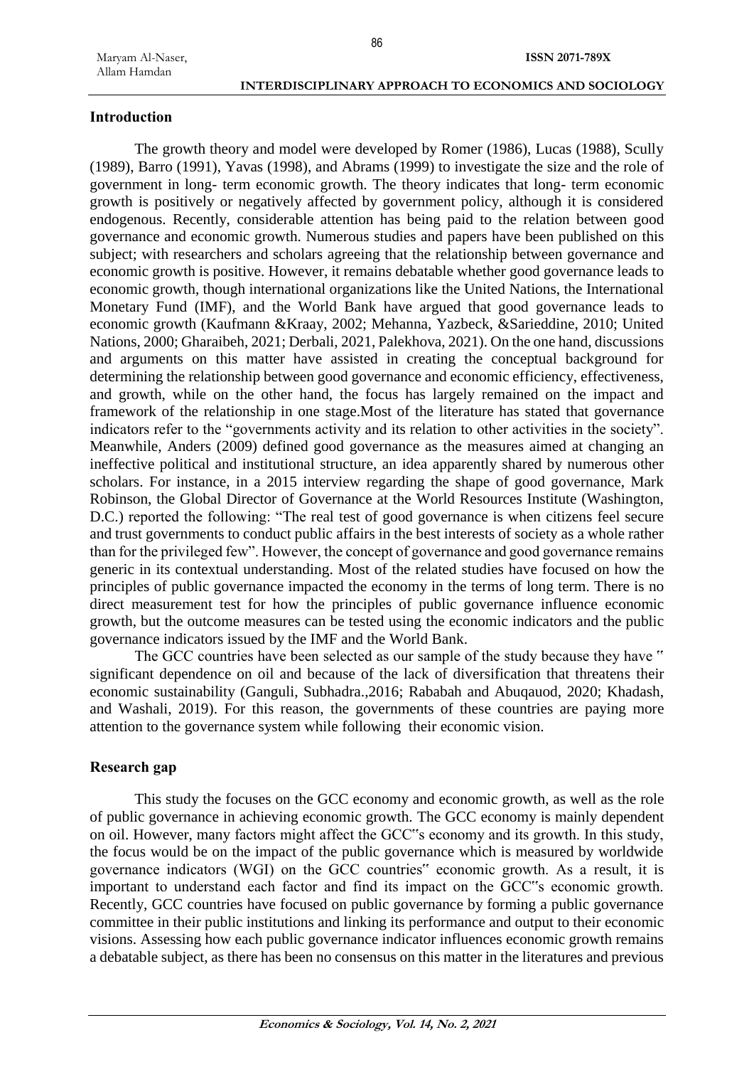## Introduction

The growth theory and model were developed by Romer (1986), Lucas (1988), Scully (1989), Barro (1991), Yavas (1998), and Abrams (1999) to investigate the size and the role of government in long- term economic growth. The theory indicates that long- term economic growth is positively or negatively affected by government policy, although it is considered endogenous. Recently, considerable attention has being paid to the relation between good governance and economic growth. Numerous studies and papers have been published on this subject; with researchers and scholars agreeing that the relationship between governance and economic growth is positive. However, it remains debatable whether good governance leads to economic growth, though international organizations like the United Nations, the International Monetary Fund (IMF), and the World Bank have argued that good governance leads to economic growth (Kaufmann &Kraay, 2002; Mehanna, Yazbeck, &Sarieddine, 2010; United Nations, 2000; Gharaibeh, 2021; Derbali, 2021, Palekhova, 2021). On the one hand, discussions and arguments on this matter have assisted in creating the conceptual background for determining the relationship between good governance and economic efficiency, effectiveness, and growth, while on the other hand, the focus has largely remained on the impact and framework of the relationship in one stage.Most of the literature has stated that governance indicators refer to the "governments activity and its relation to other activities in the society". Meanwhile, Anders (2009) defined good governance as the measures aimed at changing an ineffective political and institutional structure, an idea apparently shared by numerous other scholars. For instance, in a 2015 interview regarding the shape of good governance, Mark Robinson, the Global Director of Governance at the World Resources Institute (Washington, D.C.) reported the following: "The real test of good governance is when citizens feel secure and trust governments to conduct public affairs in the best interests of society as a whole rather than for the privileged few". However, the concept of governance and good governance remains generic in its contextual understanding. Most of the related studies have focused on how the principles of public governance impacted the economy in the terms of long term. There is no direct measurement test for how the principles of public governance influence economic growth, but the outcome measures can be tested using the economic indicators and the public governance indicators issued by the IMF and the World Bank.

The GCC countries have been selected as our sample of the study because they have " significant dependence on oil and because of the lack of diversification that threatens their economic sustainability (Ganguli, Subhadra.,2016; Rababah and Abuqauod, 2020; Khadash, and Washali, 2019). For this reason, the governments of these countries are paying more attention to the governance system while following their economic vision.

## Research gap

This study the focuses on the GCC economy and economic growth, as well as the role of public governance in achieving economic growth. The GCC economy is mainly dependent on oil. However, many factors might affect the GCC"s economy and its growth. In this study, the focus would be on the impact of the public governance which is measured by worldwide governance indicators (WGI) on the GCC countries" economic growth. As a result, it is important to understand each factor and find its impact on the GCC"s economic growth. Recently, GCC countries have focused on public governance by forming a public governance committee in their public institutions and linking its performance and output to their economic visions. Assessing how each public governance indicator influences economic growth remains a debatable subject, as there has been no consensus on this matter in the literatures and previous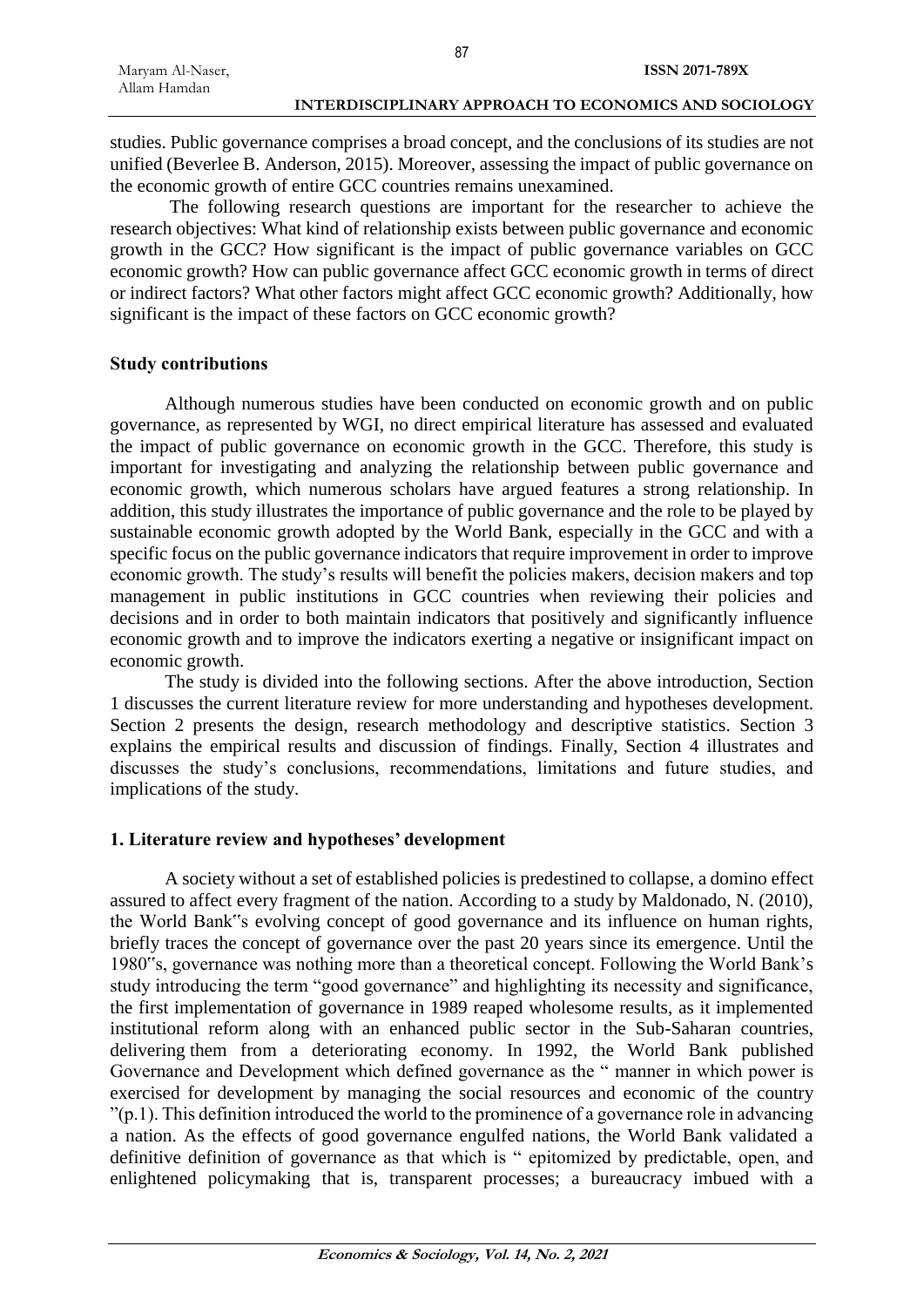studies. Public governance comprises a broad concept, and the conclusions of its studies are not unified (Beverlee B. Anderson, 2015). Moreover, assessing the impact of public governance on the economic growth of entire GCC countries remains unexamined.

The following research questions are important for the researcher to achieve the research objectives: What kind of relationship exists between public governance and economic growth in the GCC? How significant is the impact of public governance variables on GCC economic growth? How can public governance affect GCC economic growth in terms of direct or indirect factors? What other factors might affect GCC economic growth? Additionally, how significant is the impact of these factors on GCC economic growth?

### Study contributions

Although numerous studies have been conducted on economic growth and on public governance, as represented by WGI, no direct empirical literature has assessed and evaluated the impact of public governance on economic growth in the GCC. Therefore, this study is important for investigating and analyzing the relationship between public governance and economic growth, which numerous scholars have argued features a strong relationship. In addition, this study illustrates the importance of public governance and the role to be played by sustainable economic growth adopted by the World Bank, especially in the GCC and with a specific focus on the public governance indicators that require improvement in order to improve economic growth. The study's results will benefit the policies makers, decision makers and top management in public institutions in GCC countries when reviewing their policies and decisions and in order to both maintain indicators that positively and significantly influence economic growth and to improve the indicators exerting a negative or insignificant impact on economic growth.

The study is divided into the following sections. After the above introduction, Section 1 discusses the current literature review for more understanding and hypotheses development. Section 2 presents the design, research methodology and descriptive statistics. Section 3 explains the empirical results and discussion of findings. Finally, Section 4 illustrates and discusses the study's conclusions, recommendations, limitations and future studies, and implications of the study.

## 1. Literature review and hypotheses' development

A society without a set of established policies is predestined to collapse, a domino effect assured to affect every fragment of the nation. According to a study by Maldonado, N. (2010), the World Bank‟s evolving concept of good governance and its influence on human rights, briefly traces the concept of governance over the past 20 years since its emergence. Until the 1980‟s, governance was nothing more than a theoretical concept. Following the World Bank's study introducing the term "good governance" and highlighting its necessity and significance, the first implementation of governance in 1989 reaped wholesome results, as it implemented institutional reform along with an enhanced public sector in the Sub-Saharan countries, delivering them from a deteriorating economy. In 1992, the World Bank published Governance and Development which defined governance as the " manner in which power is exercised for development by managing the social resources and economic of the country "(p.1). This definition introduced the world to the prominence of a governance role in advancing a nation. As the effects of good governance engulfed nations, the World Bank validated a definitive definition of governance as that which is " epitomized by predictable, open, and enlightened policymaking that is, transparent processes; a bureaucracy imbued with a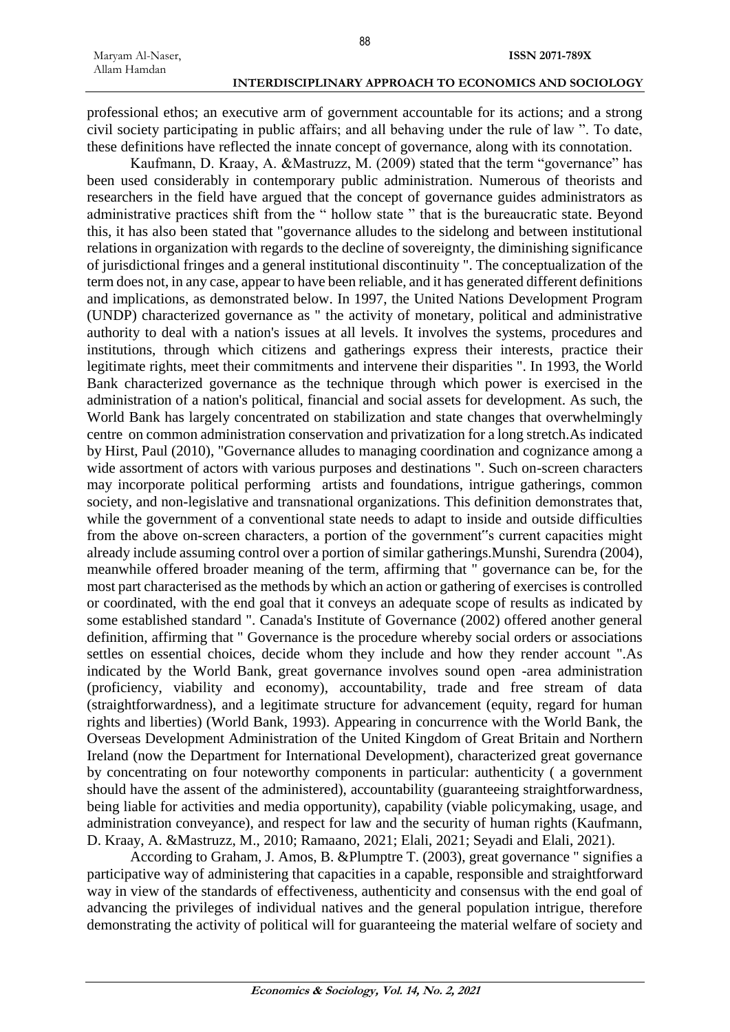professional ethos; an executive arm of government accountable for its actions; and a strong civil society participating in public affairs; and all behaving under the rule of law ". To date, these definitions have reflected the innate concept of governance, along with its connotation.

Kaufmann, D. Kraay, A. &Mastruzz, M. (2009) stated that the term "governance" has been used considerably in contemporary public administration. Numerous of theorists and researchers in the field have argued that the concept of governance guides administrators as administrative practices shift from the " hollow state " that is the bureaucratic state. Beyond this, it has also been stated that "governance alludes to the sidelong and between institutional relations in organization with regards to the decline of sovereignty, the diminishing significance of jurisdictional fringes and a general institutional discontinuity ". The conceptualization of the term does not, in any case, appear to have been reliable, and it has generated different definitions and implications, as demonstrated below. In 1997, the United Nations Development Program (UNDP) characterized governance as " the activity of monetary, political and administrative authority to deal with a nation's issues at all levels. It involves the systems, procedures and institutions, through which citizens and gatherings express their interests, practice their legitimate rights, meet their commitments and intervene their disparities ". In 1993, the World Bank characterized governance as the technique through which power is exercised in the administration of a nation's political, financial and social assets for development. As such, the World Bank has largely concentrated on stabilization and state changes that overwhelmingly centre on common administration conservation and privatization for a long stretch.As indicated by Hirst, Paul (2010), "Governance alludes to managing coordination and cognizance among a wide assortment of actors with various purposes and destinations ". Such on-screen characters may incorporate political performing artists and foundations, intrigue gatherings, common society, and non-legislative and transnational organizations. This definition demonstrates that, while the government of a conventional state needs to adapt to inside and outside difficulties from the above on-screen characters, a portion of the government‟s current capacities might already include assuming control over a portion of similar gatherings.Munshi, Surendra (2004), meanwhile offered broader meaning of the term, affirming that " governance can be, for the most part characterised as the methods by which an action or gathering of exercises is controlled or coordinated, with the end goal that it conveys an adequate scope of results as indicated by some established standard ". Canada's Institute of Governance (2002) offered another general definition, affirming that " Governance is the procedure whereby social orders or associations settles on essential choices, decide whom they include and how they render account ".As indicated by the World Bank, great governance involves sound open -area administration (proficiency, viability and economy), accountability, trade and free stream of data (straightforwardness), and a legitimate structure for advancement (equity, regard for human rights and liberties) (World Bank, 1993). Appearing in concurrence with the World Bank, the Overseas Development Administration of the United Kingdom of Great Britain and Northern Ireland (now the Department for International Development), characterized great governance by concentrating on four noteworthy components in particular: authenticity ( a government should have the assent of the administered), accountability (guaranteeing straightforwardness, being liable for activities and media opportunity), capability (viable policymaking, usage, and administration conveyance), and respect for law and the security of human rights (Kaufmann, D. Kraay, A. &Mastruzz, M., 2010; Ramaano, 2021; Elali, 2021; Seyadi and Elali, 2021).

According to Graham, J. Amos, B. &Plumptre T. (2003), great governance " signifies a participative way of administering that capacities in a capable, responsible and straightforward way in view of the standards of effectiveness, authenticity and consensus with the end goal of advancing the privileges of individual natives and the general population intrigue, therefore demonstrating the activity of political will for guaranteeing the material welfare of society and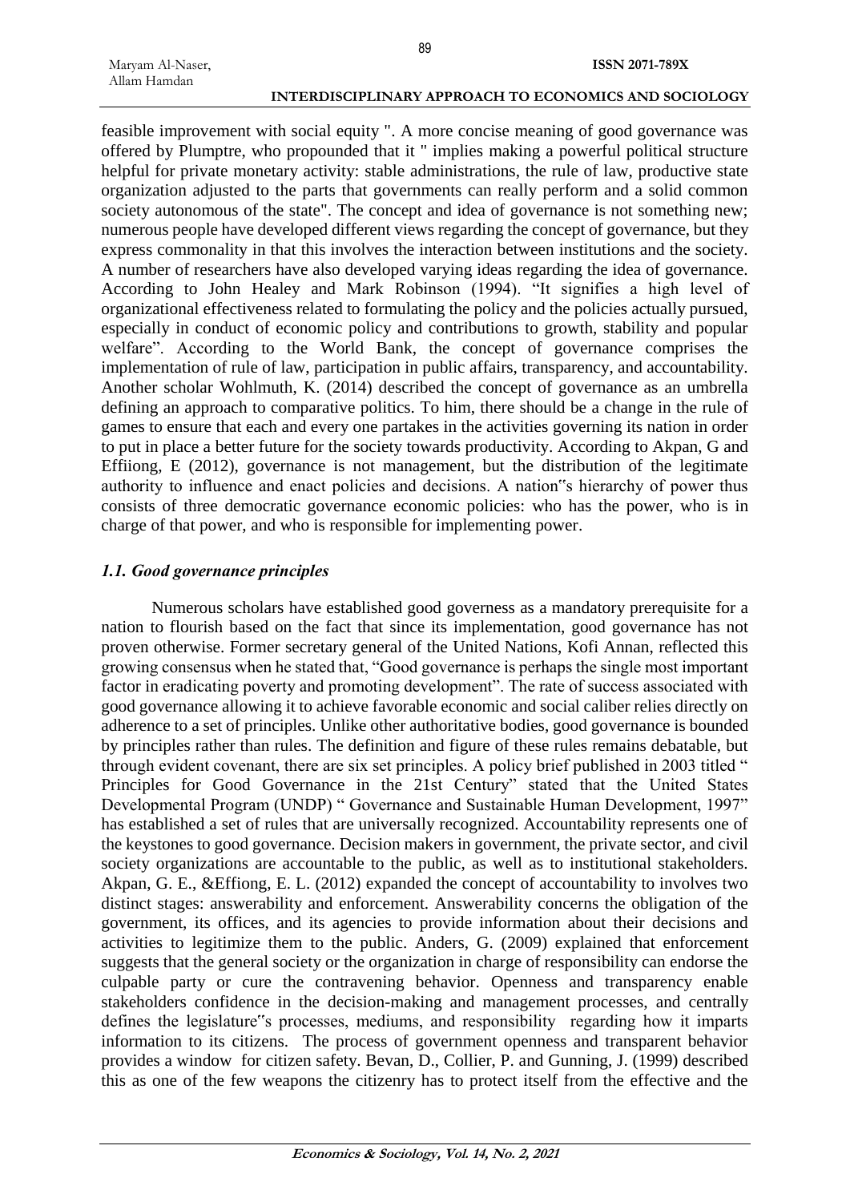feasible improvement with social equity ". A more concise meaning of good governance was offered by Plumptre, who propounded that it " implies making a powerful political structure helpful for private monetary activity: stable administrations, the rule of law, productive state organization adjusted to the parts that governments can really perform and a solid common society autonomous of the state". The concept and idea of governance is not something new; numerous people have developed different views regarding the concept of governance, but they express commonality in that this involves the interaction between institutions and the society. A number of researchers have also developed varying ideas regarding the idea of governance. According to John Healey and Mark Robinson (1994). "It signifies a high level of organizational effectiveness related to formulating the policy and the policies actually pursued, especially in conduct of economic policy and contributions to growth, stability and popular welfare". According to the World Bank, the concept of governance comprises the implementation of rule of law, participation in public affairs, transparency, and accountability. Another scholar Wohlmuth, K. (2014) described the concept of governance as an umbrella defining an approach to comparative politics. To him, there should be a change in the rule of games to ensure that each and every one partakes in the activities governing its nation in order to put in place a better future for the society towards productivity. According to Akpan, G and Effiiong, E (2012), governance is not management, but the distribution of the legitimate authority to influence and enact policies and decisions. A nation"s hierarchy of power thus consists of three democratic governance economic policies: who has the power, who is in charge of that power, and who is responsible for implementing power.

### *1.1. Good governance principles*

Numerous scholars have established good governess as a mandatory prerequisite for a nation to flourish based on the fact that since its implementation, good governance has not proven otherwise. Former secretary general of the United Nations, Kofi Annan, reflected this growing consensus when he stated that, "Good governance is perhaps the single most important factor in eradicating poverty and promoting development". The rate of success associated with good governance allowing it to achieve favorable economic and social caliber relies directly on adherence to a set of principles. Unlike other authoritative bodies, good governance is bounded by principles rather than rules. The definition and figure of these rules remains debatable, but through evident covenant, there are six set principles. A policy brief published in 2003 titled " Principles for Good Governance in the 21st Century" stated that the United States Developmental Program (UNDP) " Governance and Sustainable Human Development, 1997" has established a set of rules that are universally recognized. Accountability represents one of the keystones to good governance. Decision makers in government, the private sector, and civil society organizations are accountable to the public, as well as to institutional stakeholders. Akpan, G. E., &Effiong, E. L. (2012) expanded the concept of accountability to involves two distinct stages: answerability and enforcement. Answerability concerns the obligation of the government, its offices, and its agencies to provide information about their decisions and activities to legitimize them to the public. Anders, G. (2009) explained that enforcement suggests that the general society or the organization in charge of responsibility can endorse the culpable party or cure the contravening behavior. Openness and transparency enable stakeholders confidence in the decision-making and management processes, and centrally defines the legislature"s processes, mediums, and responsibility regarding how it imparts information to its citizens. The process of government openness and transparent behavior provides a window for citizen safety. Bevan, D., Collier, P. and Gunning, J. (1999) described this as one of the few weapons the citizenry has to protect itself from the effective and the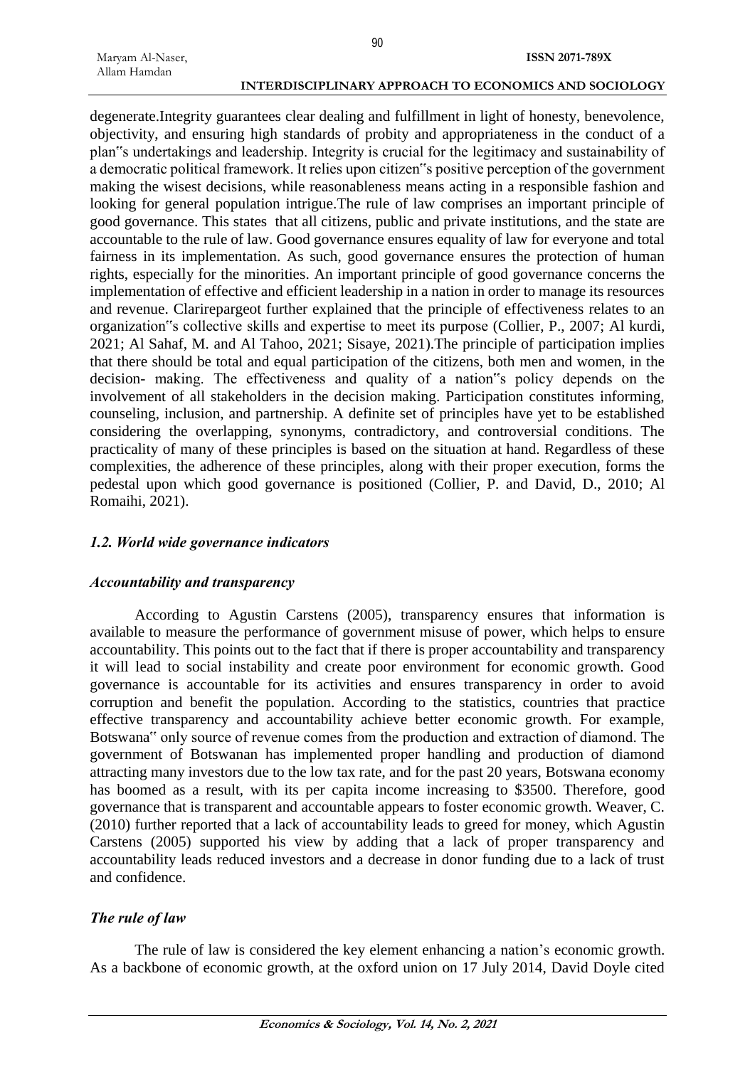degenerate.Integrity guarantees clear dealing and fulfillment in light of honesty, benevolence, objectivity, and ensuring high standards of probity and appropriateness in the conduct of a plan‟s undertakings and leadership. Integrity is crucial for the legitimacy and sustainability of a democratic political framework. It relies upon citizen‟s positive perception of the government making the wisest decisions, while reasonableness means acting in a responsible fashion and looking for general population intrigue.The rule of law comprises an important principle of good governance. This states that all citizens, public and private institutions, and the state are accountable to the rule of law. Good governance ensures equality of law for everyone and total fairness in its implementation. As such, good governance ensures the protection of human rights, especially for the minorities. An important principle of good governance concerns the implementation of effective and efficient leadership in a nation in order to manage its resources and revenue. Clarirepargeot further explained that the principle of effectiveness relates to an organization‟s collective skills and expertise to meet its purpose (Collier, P., 2007; Al kurdi, 2021; Al Sahaf, M. and Al Tahoo, 2021; Sisaye, 2021).The principle of participation implies that there should be total and equal participation of the citizens, both men and women, in the decision- making. The effectiveness and quality of a nation‟s policy depends on the involvement of all stakeholders in the decision making. Participation constitutes informing, counseling, inclusion, and partnership. A definite set of principles have yet to be established considering the overlapping, synonyms, contradictory, and controversial conditions. The practicality of many of these principles is based on the situation at hand. Regardless of these complexities, the adherence of these principles, along with their proper execution, forms the pedestal upon which good governance is positioned (Collier, P. and David, D., 2010; Al Romaihi, 2021).

### *1.2. World wide governance indicators*

#### *Accountability and transparency*

According to Agustin Carstens (2005), transparency ensures that information is available to measure the performance of government misuse of power, which helps to ensure accountability. This points out to the fact that if there is proper accountability and transparency it will lead to social instability and create poor environment for economic growth. Good governance is accountable for its activities and ensures transparency in order to avoid corruption and benefit the population. According to the statistics, countries that practice effective transparency and accountability achieve better economic growth. For example, Botswana‟ only source of revenue comes from the production and extraction of diamond. The government of Botswanan has implemented proper handling and production of diamond attracting many investors due to the low tax rate, and for the past 20 years, Botswana economy has boomed as a result, with its per capita income increasing to $3500. Therefore, good governance that is transparent and accountable appears to foster economic growth. Weaver, C. (2010) further reported that a lack of accountability leads to greed for money, which Agustin Carstens (2005) supported his view by adding that a lack of proper transparency and accountability leads reduced investors and a decrease in donor funding due to a lack of trust and confidence.

#### *The rule of law*

The rule of law is considered the key element enhancing a nation's economic growth. As a backbone of economic growth, at the oxford union on 17 July 2014, David Doyle cited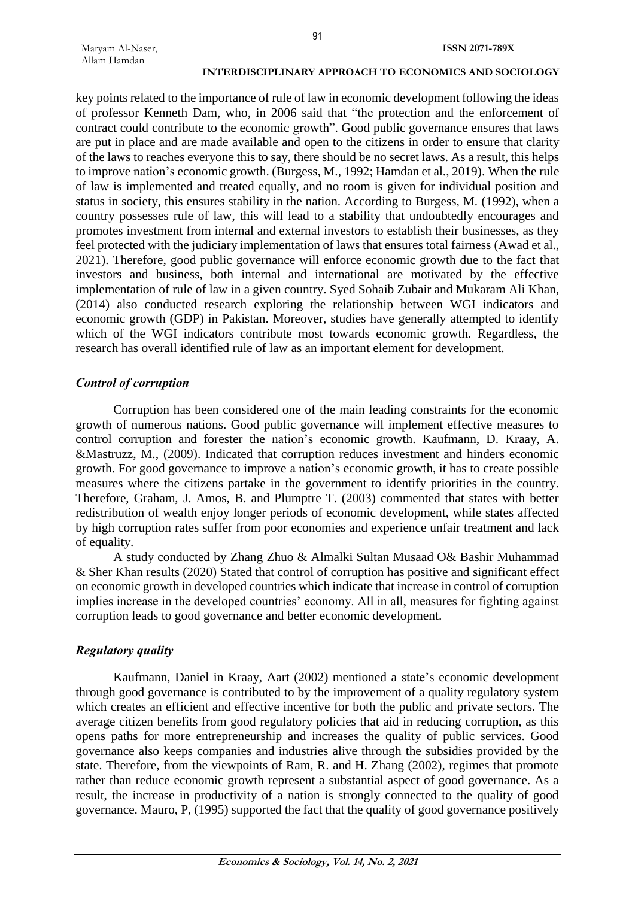key points related to the importance of rule of law in economic development following the ideas of professor Kenneth Dam, who, in 2006 said that "the protection and the enforcement of contract could contribute to the economic growth". Good public governance ensures that laws are put in place and are made available and open to the citizens in order to ensure that clarity of the laws to reaches everyone this to say, there should be no secret laws. As a result, this helps to improve nation's economic growth. (Burgess, M., 1992; Hamdan et al., 2019). When the rule of law is implemented and treated equally, and no room is given for individual position and status in society, this ensures stability in the nation. According to Burgess, M. (1992), when a country possesses rule of law, this will lead to a stability that undoubtedly encourages and promotes investment from internal and external investors to establish their businesses, as they feel protected with the judiciary implementation of laws that ensures total fairness (Awad et al., 2021). Therefore, good public governance will enforce economic growth due to the fact that investors and business, both internal and international are motivated by the effective implementation of rule of law in a given country. Syed Sohaib Zubair and Mukaram Ali Khan, (2014) also conducted research exploring the relationship between WGI indicators and economic growth (GDP) in Pakistan. Moreover, studies have generally attempted to identify which of the WGI indicators contribute most towards economic growth. Regardless, the research has overall identified rule of law as an important element for development.

### *Control of corruption*

Corruption has been considered one of the main leading constraints for the economic growth of numerous nations. Good public governance will implement effective measures to control corruption and forester the nation's economic growth. Kaufmann, D. Kraay, A. &Mastruzz, M., (2009). Indicated that corruption reduces investment and hinders economic growth. For good governance to improve a nation's economic growth, it has to create possible measures where the citizens partake in the government to identify priorities in the country. Therefore, Graham, J. Amos, B. and Plumptre T. (2003) commented that states with better redistribution of wealth enjoy longer periods of economic development, while states affected by high corruption rates suffer from poor economies and experience unfair treatment and lack of equality.

A study conducted by Zhang Zhuo & Almalki Sultan Musaad O& Bashir Muhammad & Sher Khan results (2020) Stated that control of corruption has positive and significant effect on economic growth in developed countries which indicate that increase in control of corruption implies increase in the developed countries' economy. All in all, measures for fighting against corruption leads to good governance and better economic development.

### *Regulatory quality*

Kaufmann, Daniel in Kraay, Aart (2002) mentioned a state's economic development through good governance is contributed to by the improvement of a quality regulatory system which creates an efficient and effective incentive for both the public and private sectors. The average citizen benefits from good regulatory policies that aid in reducing corruption, as this opens paths for more entrepreneurship and increases the quality of public services. Good governance also keeps companies and industries alive through the subsidies provided by the state. Therefore, from the viewpoints of Ram, R. and H. Zhang (2002), regimes that promote rather than reduce economic growth represent a substantial aspect of good governance. As a result, the increase in productivity of a nation is strongly connected to the quality of good governance. Mauro, P, (1995) supported the fact that the quality of good governance positively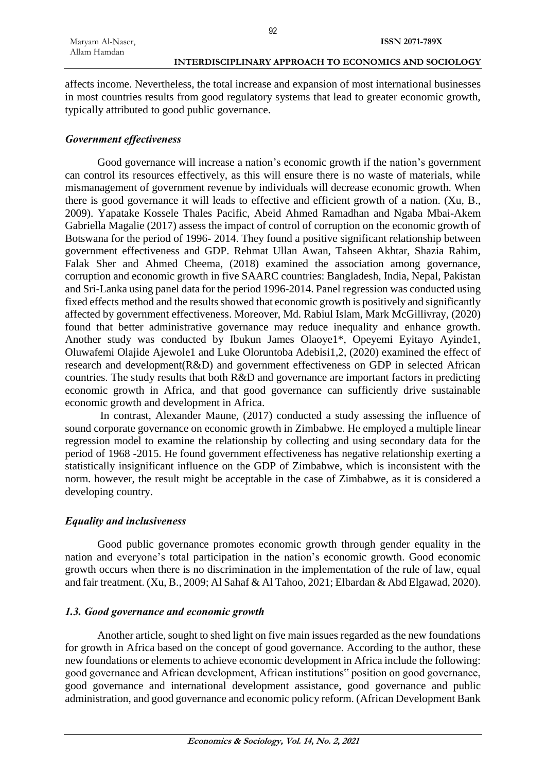affects income. Nevertheless, the total increase and expansion of most international businesses in most countries results from good regulatory systems that lead to greater economic growth, typically attributed to good public governance.

### *Government effectiveness*

Good governance will increase a nation's economic growth if the nation's government can control its resources effectively, as this will ensure there is no waste of materials, while mismanagement of government revenue by individuals will decrease economic growth. When there is good governance it will leads to effective and efficient growth of a nation. (Xu, B., 2009). Yapatake Kossele Thales Pacific, Abeid Ahmed Ramadhan and Ngaba Mbai-Akem Gabriella Magalie (2017) assess the impact of control of corruption on the economic growth of Botswana for the period of 1996- 2014. They found a positive significant relationship between government effectiveness and GDP. Rehmat Ullan Awan, Tahseen Akhtar, Shazia Rahim, Falak Sher and Ahmed Cheema, (2018) examined the association among governance, corruption and economic growth in five SAARC countries: Bangladesh, India, Nepal, Pakistan and Sri-Lanka using panel data for the period 1996-2014. Panel regression was conducted using fixed effects method and the results showed that economic growth is positively and significantly affected by government effectiveness. Moreover, Md. Rabiul Islam, Mark McGillivray, (2020) found that better administrative governance may reduce inequality and enhance growth. Another study was conducted by Ibukun James Olaoye1*, Opeyemi Eyitayo Ayinde1, Oluwafemi Olajide Ajewole1 and Luke Oloruntoba Adebisi1,2, (2020) examined the effect of research and development(R&D) and government effectiveness on GDP in selected African countries. The study results that both R&D and governance are important factors in predicting economic growth in Africa, and that good governance can sufficiently drive sustainable economic growth and development in Africa.

In contrast, Alexander Maune, (2017) conducted a study assessing the influence of sound corporate governance on economic growth in Zimbabwe. He employed a multiple linear regression model to examine the relationship by collecting and using secondary data for the period of 1968 -2015. He found government effectiveness has negative relationship exerting a statistically insignificant influence on the GDP of Zimbabwe, which is inconsistent with the norm. however, the result might be acceptable in the case of Zimbabwe, as it is considered a developing country.

### *Equality and inclusiveness*

Good public governance promotes economic growth through gender equality in the nation and everyone's total participation in the nation's economic growth. Good economic growth occurs when there is no discrimination in the implementation of the rule of law, equal and fair treatment. (Xu, B., 2009; Al Sahaf & Al Tahoo, 2021; Elbardan & Abd Elgawad, 2020).

## *1.3. Good governance and economic growth*

Another article, sought to shed light on five main issues regarded as the new foundations for growth in Africa based on the concept of good governance. According to the author, these new foundations or elements to achieve economic development in Africa include the following: good governance and African development, African institutions" position on good governance, good governance and international development assistance, good governance and public administration, and good governance and economic policy reform. (African Development Bank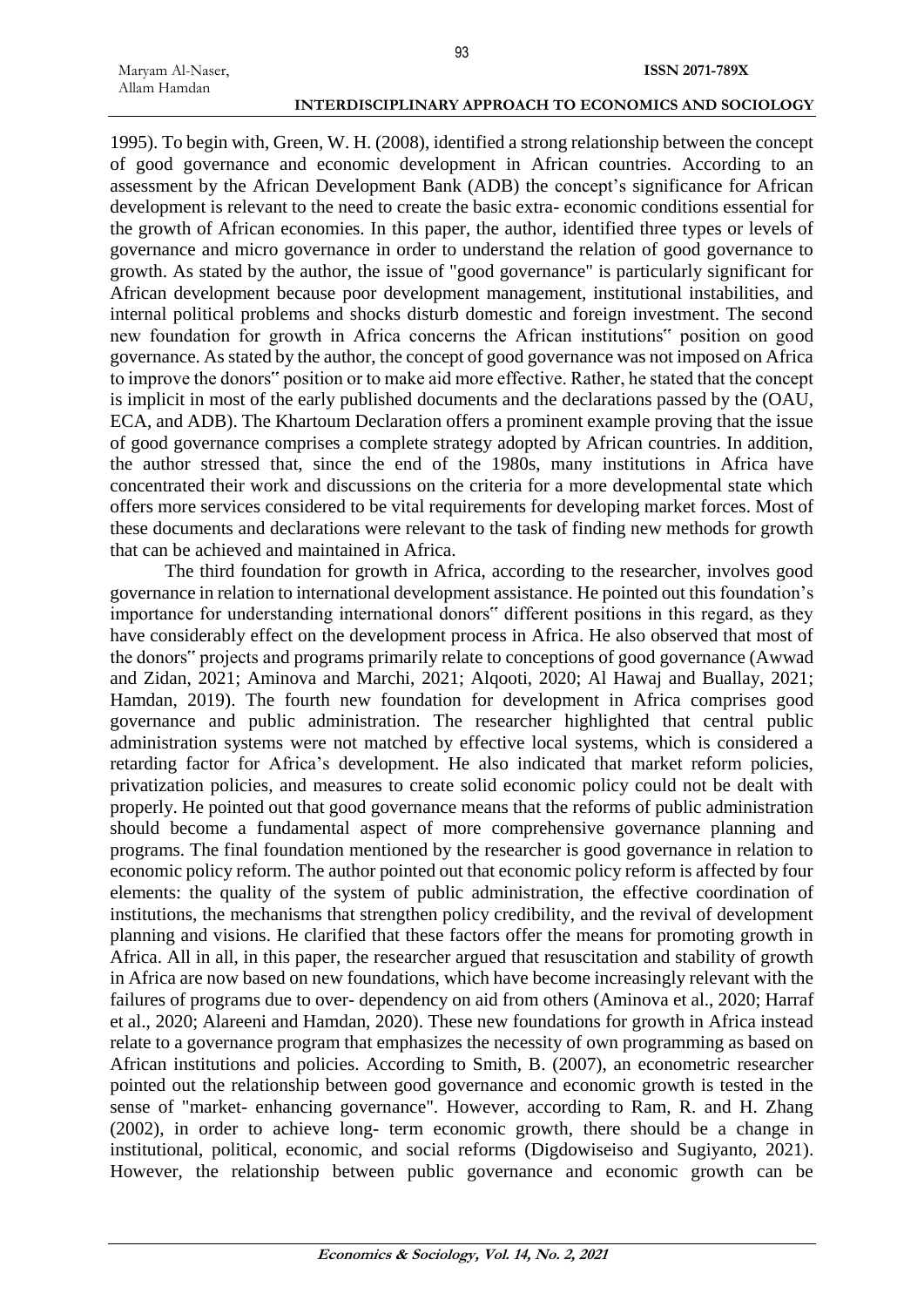1995). To begin with, Green, W. H. (2008), identified a strong relationship between the concept of good governance and economic development in African countries. According to an assessment by the African Development Bank (ADB) the concept's significance for African development is relevant to the need to create the basic extra- economic conditions essential for the growth of African economies. In this paper, the author, identified three types or levels of governance and micro governance in order to understand the relation of good governance to growth. As stated by the author, the issue of "good governance" is particularly significant for African development because poor development management, institutional instabilities, and internal political problems and shocks disturb domestic and foreign investment. The second new foundation for growth in Africa concerns the African institutions" position on good governance. As stated by the author, the concept of good governance was not imposed on Africa to improve the donors" position or to make aid more effective. Rather, he stated that the concept is implicit in most of the early published documents and the declarations passed by the (OAU, ECA, and ADB). The Khartoum Declaration offers a prominent example proving that the issue of good governance comprises a complete strategy adopted by African countries. In addition, the author stressed that, since the end of the 1980s, many institutions in Africa have concentrated their work and discussions on the criteria for a more developmental state which offers more services considered to be vital requirements for developing market forces. Most of these documents and declarations were relevant to the task of finding new methods for growth that can be achieved and maintained in Africa.

The third foundation for growth in Africa, according to the researcher, involves good governance in relation to international development assistance. He pointed out this foundation's importance for understanding international donors" different positions in this regard, as they have considerably effect on the development process in Africa. He also observed that most of the donors" projects and programs primarily relate to conceptions of good governance (Awwad and Zidan, 2021; Aminova and Marchi, 2021; Alqooti, 2020; Al Hawaj and Buallay, 2021; Hamdan, 2019). The fourth new foundation for development in Africa comprises good governance and public administration. The researcher highlighted that central public administration systems were not matched by effective local systems, which is considered a retarding factor for Africa's development. He also indicated that market reform policies, privatization policies, and measures to create solid economic policy could not be dealt with properly. He pointed out that good governance means that the reforms of public administration should become a fundamental aspect of more comprehensive governance planning and programs. The final foundation mentioned by the researcher is good governance in relation to economic policy reform. The author pointed out that economic policy reform is affected by four elements: the quality of the system of public administration, the effective coordination of institutions, the mechanisms that strengthen policy credibility, and the revival of development planning and visions. He clarified that these factors offer the means for promoting growth in Africa. All in all, in this paper, the researcher argued that resuscitation and stability of growth in Africa are now based on new foundations, which have become increasingly relevant with the failures of programs due to over- dependency on aid from others (Aminova et al., 2020; Harraf et al., 2020; Alareeni and Hamdan, 2020). These new foundations for growth in Africa instead relate to a governance program that emphasizes the necessity of own programming as based on African institutions and policies. According to Smith, B. (2007), an econometric researcher pointed out the relationship between good governance and economic growth is tested in the sense of "market- enhancing governance". However, according to Ram, R. and H. Zhang (2002), in order to achieve long- term economic growth, there should be a change in institutional, political, economic, and social reforms (Digdowiseiso and Sugiyanto, 2021). However, the relationship between public governance and economic growth can be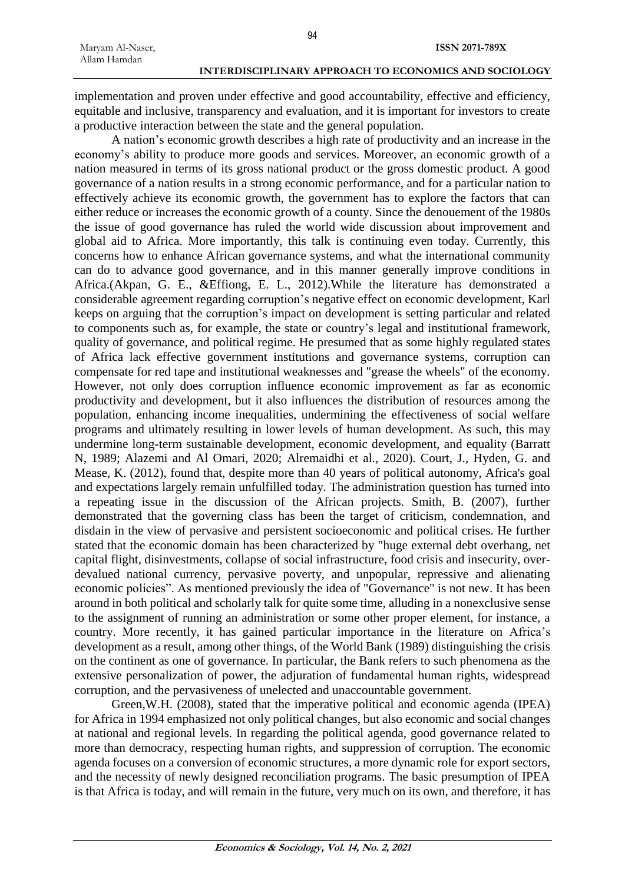implementation and proven under effective and good accountability, effective and efficiency, equitable and inclusive, transparency and evaluation, and it is important for investors to create a productive interaction between the state and the general population.

A nation's economic growth describes a high rate of productivity and an increase in the economy's ability to produce more goods and services. Moreover, an economic growth of a nation measured in terms of its gross national product or the gross domestic product. A good governance of a nation results in a strong economic performance, and for a particular nation to effectively achieve its economic growth, the government has to explore the factors that can either reduce or increases the economic growth of a county. Since the denouement of the 1980s the issue of good governance has ruled the world wide discussion about improvement and global aid to Africa. More importantly, this talk is continuing even today. Currently, this concerns how to enhance African governance systems, and what the international community can do to advance good governance, and in this manner generally improve conditions in Africa.(Akpan, G. E., &Effiong, E. L., 2012).While the literature has demonstrated a considerable agreement regarding corruption's negative effect on economic development, Karl keeps on arguing that the corruption's impact on development is setting particular and related to components such as, for example, the state or country's legal and institutional framework, quality of governance, and political regime. He presumed that as some highly regulated states of Africa lack effective government institutions and governance systems, corruption can compensate for red tape and institutional weaknesses and "grease the wheels" of the economy. However, not only does corruption influence economic improvement as far as economic productivity and development, but it also influences the distribution of resources among the population, enhancing income inequalities, undermining the effectiveness of social welfare programs and ultimately resulting in lower levels of human development. As such, this may undermine long-term sustainable development, economic development, and equality (Barratt N, 1989; Alazemi and Al Omari, 2020; Alremaidhi et al., 2020). Court, J., Hyden, G. and Mease, K. (2012), found that, despite more than 40 years of political autonomy, Africa's goal and expectations largely remain unfulfilled today. The administration question has turned into a repeating issue in the discussion of the African projects. Smith, B. (2007), further demonstrated that the governing class has been the target of criticism, condemnation, and disdain in the view of pervasive and persistent socioeconomic and political crises. He further stated that the economic domain has been characterized by "huge external debt overhang, net capital flight, disinvestments, collapse of social infrastructure, food crisis and insecurity, over-devalued national currency, pervasive poverty, and unpopular, repressive and alienating economic policies". As mentioned previously the idea of "Governance" is not new. It has been around in both political and scholarly talk for quite some time, alluding in a nonexclusive sense to the assignment of running an administration or some other proper element, for instance, a country. More recently, it has gained particular importance in the literature on Africa's development as a result, among other things, of the World Bank (1989) distinguishing the crisis on the continent as one of governance. In particular, the Bank refers to such phenomena as the extensive personalization of power, the adjuration of fundamental human rights, widespread corruption, and the pervasiveness of unelected and unaccountable government.

Green,W.H. (2008), stated that the imperative political and economic agenda (IPEA) for Africa in 1994 emphasized not only political changes, but also economic and social changes at national and regional levels. In regarding the political agenda, good governance related to more than democracy, respecting human rights, and suppression of corruption. The economic agenda focuses on a conversion of economic structures, a more dynamic role for export sectors, and the necessity of newly designed reconciliation programs. The basic presumption of IPEA is that Africa is today, and will remain in the future, very much on its own, and therefore, it has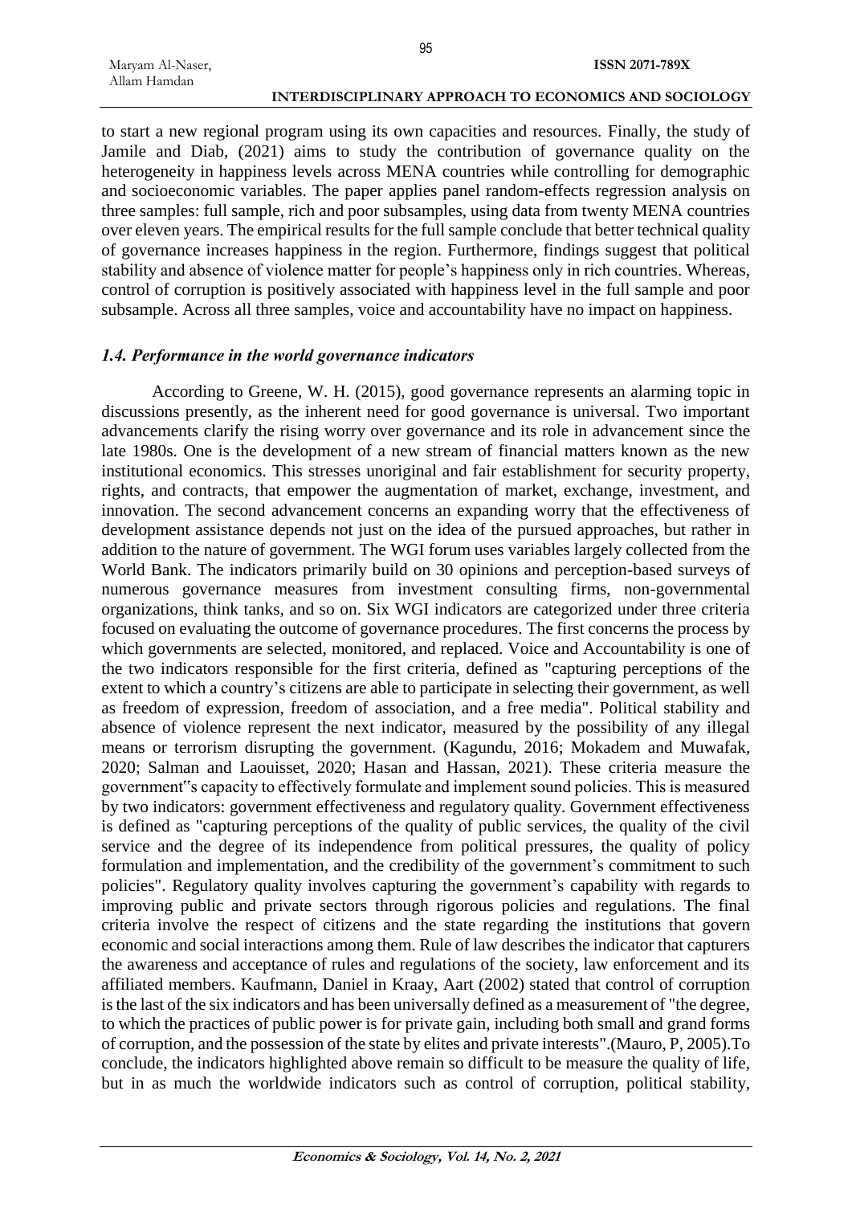to start a new regional program using its own capacities and resources. Finally, the study of Jamile and Diab, (2021) aims to study the contribution of governance quality on the heterogeneity in happiness levels across MENA countries while controlling for demographic and socioeconomic variables. The paper applies panel random-effects regression analysis on three samples: full sample, rich and poor subsamples, using data from twenty MENA countries over eleven years. The empirical results for the full sample conclude that better technical quality of governance increases happiness in the region. Furthermore, findings suggest that political stability and absence of violence matter for people's happiness only in rich countries. Whereas, control of corruption is positively associated with happiness level in the full sample and poor subsample. Across all three samples, voice and accountability have no impact on happiness.

### *1.4. Performance in the world governance indicators*

According to Greene, W. H. (2015), good governance represents an alarming topic in discussions presently, as the inherent need for good governance is universal. Two important advancements clarify the rising worry over governance and its role in advancement since the late 1980s. One is the development of a new stream of financial matters known as the new institutional economics. This stresses unoriginal and fair establishment for security property, rights, and contracts, that empower the augmentation of market, exchange, investment, and innovation. The second advancement concerns an expanding worry that the effectiveness of development assistance depends not just on the idea of the pursued approaches, but rather in addition to the nature of government. The WGI forum uses variables largely collected from the World Bank. The indicators primarily build on 30 opinions and perception-based surveys of numerous governance measures from investment consulting firms, non-governmental organizations, think tanks, and so on. Six WGI indicators are categorized under three criteria focused on evaluating the outcome of governance procedures. The first concerns the process by which governments are selected, monitored, and replaced. Voice and Accountability is one of the two indicators responsible for the first criteria, defined as "capturing perceptions of the extent to which a country's citizens are able to participate in selecting their government, as well as freedom of expression, freedom of association, and a free media". Political stability and absence of violence represent the next indicator, measured by the possibility of any illegal means or terrorism disrupting the government. (Kagundu, 2016; Mokadem and Muwafak, 2020; Salman and Laouisset, 2020; Hasan and Hassan, 2021). These criteria measure the government"s capacity to effectively formulate and implement sound policies. This is measured by two indicators: government effectiveness and regulatory quality. Government effectiveness is defined as "capturing perceptions of the quality of public services, the quality of the civil service and the degree of its independence from political pressures, the quality of policy formulation and implementation, and the credibility of the government's commitment to such policies". Regulatory quality involves capturing the government's capability with regards to improving public and private sectors through rigorous policies and regulations. The final criteria involve the respect of citizens and the state regarding the institutions that govern economic and social interactions among them. Rule of law describes the indicator that capturers the awareness and acceptance of rules and regulations of the society, law enforcement and its affiliated members. Kaufmann, Daniel in Kraay, Aart (2002) stated that control of corruption is the last of the six indicators and has been universally defined as a measurement of "the degree, to which the practices of public power is for private gain, including both small and grand forms of corruption, and the possession of the state by elites and private interests".(Mauro, P, 2005).To conclude, the indicators highlighted above remain so difficult to be measure the quality of life, but in as much the worldwide indicators such as control of corruption, political stability,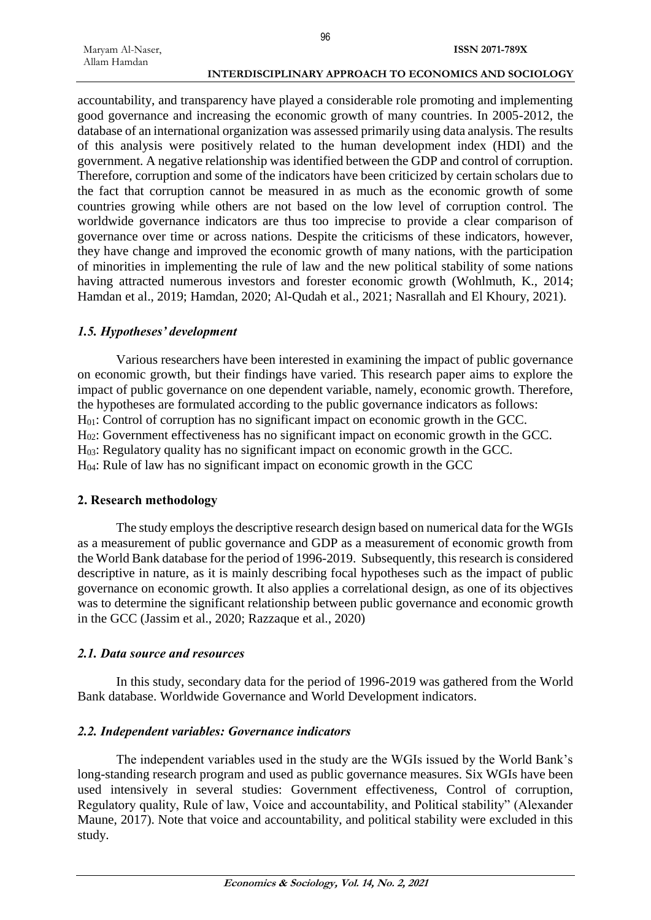accountability, and transparency have played a considerable role promoting and implementing good governance and increasing the economic growth of many countries. In 2005-2012, the database of an international organization was assessed primarily using data analysis. The results of this analysis were positively related to the human development index (HDI) and the government. A negative relationship was identified between the GDP and control of corruption. Therefore, corruption and some of the indicators have been criticized by certain scholars due to the fact that corruption cannot be measured in as much as the economic growth of some countries growing while others are not based on the low level of corruption control. The worldwide governance indicators are thus too imprecise to provide a clear comparison of governance over time or across nations. Despite the criticisms of these indicators, however, they have change and improved the economic growth of many nations, with the participation of minorities in implementing the rule of law and the new political stability of some nations having attracted numerous investors and forester economic growth (Wohlmuth, K., 2014; Hamdan et al., 2019; Hamdan, 2020; Al-Qudah et al., 2021; Nasrallah and El Khoury, 2021).

### *1.5. Hypotheses' development*

Various researchers have been interested in examining the impact of public governance on economic growth, but their findings have varied. This research paper aims to explore the impact of public governance on one dependent variable, namely, economic growth. Therefore, the hypotheses are formulated according to the public governance indicators as follows:

$H_{01}$: Control of corruption has no significant impact on economic growth in the GCC.
$H_{02}$: Government effectiveness has no significant impact on economic growth in the GCC.
$H_{03}$: Regulatory quality has no significant impact on economic growth in the GCC.
$H_{04}$: Rule of law has no significant impact on economic growth in the GCC

## 2. Research methodology

The study employs the descriptive research design based on numerical data for the WGIs as a measurement of public governance and GDP as a measurement of economic growth from the World Bank database for the period of 1996-2019. Subsequently, this research is considered descriptive in nature, as it is mainly describing focal hypotheses such as the impact of public governance on economic growth. It also applies a correlational design, as one of its objectives was to determine the significant relationship between public governance and economic growth in the GCC (Jassim et al., 2020; Razzaque et al., 2020)

### *2.1. Data source and resources*

In this study, secondary data for the period of 1996-2019 was gathered from the World Bank database. Worldwide Governance and World Development indicators.

### *2.2. Independent variables: Governance indicators*

The independent variables used in the study are the WGIs issued by the World Bank's long-standing research program and used as public governance measures. Six WGIs have been used intensively in several studies: Government effectiveness, Control of corruption, Regulatory quality, Rule of law, Voice and accountability, and Political stability" (Alexander Maune, 2017). Note that voice and accountability, and political stability were excluded in this study.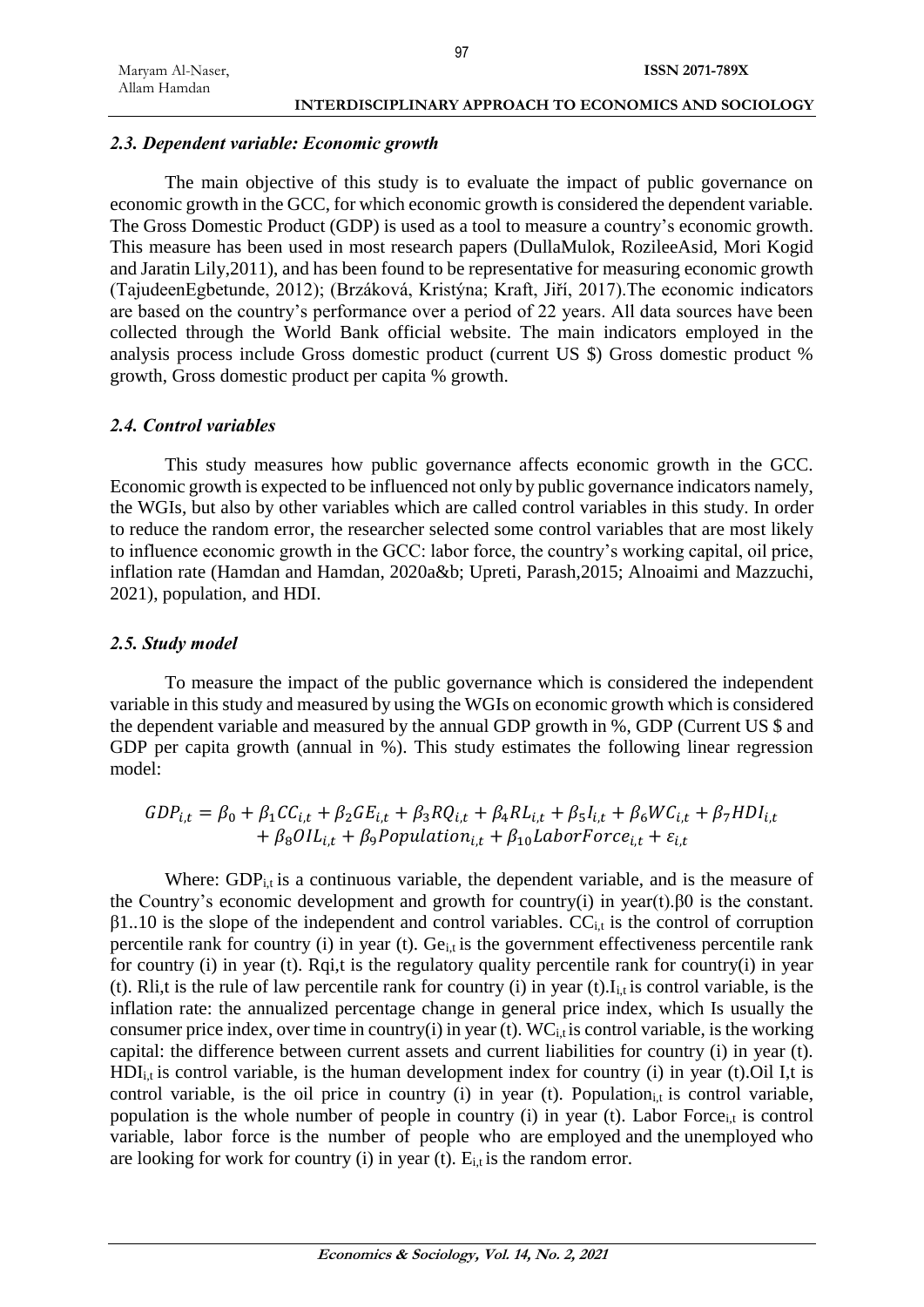### *2.3. Dependent variable: Economic growth*

The main objective of this study is to evaluate the impact of public governance on economic growth in the GCC, for which economic growth is considered the dependent variable. The Gross Domestic Product (GDP) is used as a tool to measure a country's economic growth. This measure has been used in most research papers (DullaMulok, RozileeAsid, Mori Kogid and Jaratin Lily,2011), and has been found to be representative for measuring economic growth (TajudeenEgbetunde, 2012); (Brzáková, Kristýna; Kraft, Jiří, 2017).The economic indicators are based on the country's performance over a period of 22 years. All data sources have been collected through the World Bank official website. The main indicators employed in the analysis process include Gross domestic product (current US $) Gross domestic product % growth, Gross domestic product per capita % growth.

### *2.4. Control variables*

This study measures how public governance affects economic growth in the GCC. Economic growth is expected to be influenced not only by public governance indicators namely, the WGIs, but also by other variables which are called control variables in this study. In order to reduce the random error, the researcher selected some control variables that are most likely to influence economic growth in the GCC: labor force, the country's working capital, oil price, inflation rate (Hamdan and Hamdan, 2020a&b; Upreti, Parash,2015; Alnoaimi and Mazzuchi, 2021), population, and HDI.

### *2.5. Study model*

To measure the impact of the public governance which is considered the independent variable in this study and measured by using the WGIs on economic growth which is considered the dependent variable and measured by the annual GDP growth in %, GDP (Current US $ and GDP per capita growth (annual in %). This study estimates the following linear regression model:

$$GDP_{i,t} = \beta_0 + \beta_1 CC_{i,t} + \beta_2 GE_{i,t} + \beta_3 RQ_{i,t} + \beta_4 RL_{i,t} + \beta_5 I_{i,t} + \beta_6 WC_{i,t} + \beta_7 HDI_{i,t} + \beta_8 OIL_{i,t} + \beta_9 Population_{i,t} + \beta_{10} LaborForce_{i,t} + \varepsilon_{i,t}$$

Where: $GDP_{i,t}$ is a continuous variable, the dependent variable, and is the measure of the Country's economic development and growth for country(i) in year(t).$\beta0$ is the constant. $\beta1..10$ is the slope of the independent and control variables. $CC_{i,t}$ is the control of corruption percentile rank for country (i) in year (t). $Ge_{i,t}$ is the government effectiveness percentile rank for country (i) in year (t). Rqi,t is the regulatory quality percentile rank for country(i) in year (t). Rli,t is the rule of law percentile rank for country (i) in year (t).$I_{i,t}$ is control variable, is the inflation rate: the annualized percentage change in general price index, which Is usually the consumer price index, over time in country(i) in year (t). $WC_{i,t}$ is control variable, is the working capital: the difference between current assets and current liabilities for country (i) in year (t). $HDI_{i,t}$ is control variable, is the human development index for country (i) in year (t).Oil I,t is control variable, is the oil price in country (i) in year (t). $Population_{i,t}$ is control variable, population is the whole number of people in country (i) in year (t). Labor $Force_{i,t}$ is control variable, labor force is the number of people who are employed and the unemployed who are looking for work for country (i) in year (t). $E_{i,t}$ is the random error.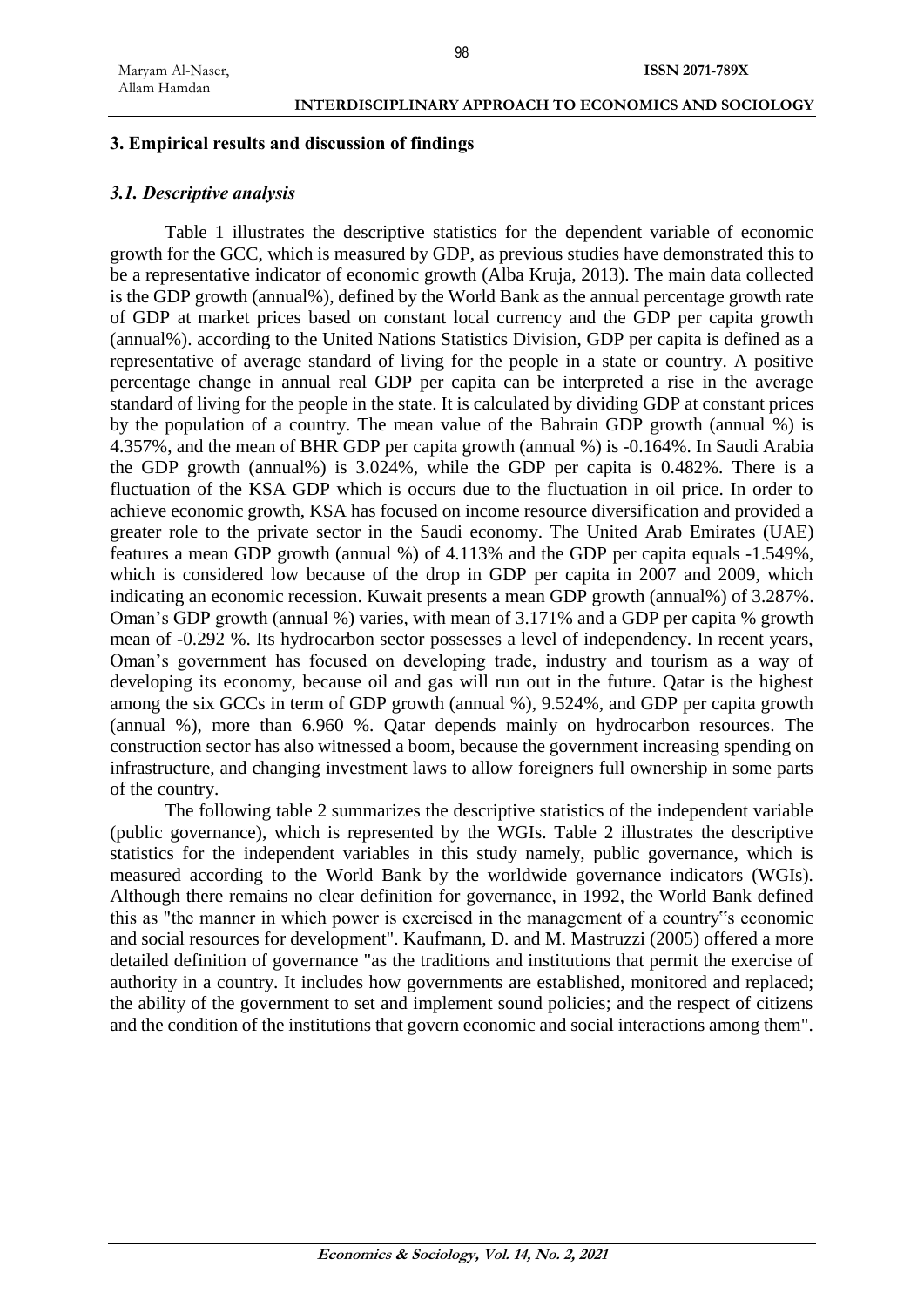## 3. Empirical results and discussion of findings

### *3.1. Descriptive analysis*

Table 1 illustrates the descriptive statistics for the dependent variable of economic growth for the GCC, which is measured by GDP, as previous studies have demonstrated this to be a representative indicator of economic growth (Alba Kruja, 2013). The main data collected is the GDP growth (annual%), defined by the World Bank as the annual percentage growth rate of GDP at market prices based on constant local currency and the GDP per capita growth (annual%). according to the United Nations Statistics Division, GDP per capita is defined as a representative of average standard of living for the people in a state or country. A positive percentage change in annual real GDP per capita can be interpreted a rise in the average standard of living for the people in the state. It is calculated by dividing GDP at constant prices by the population of a country. The mean value of the Bahrain GDP growth (annual %) is 4.357%, and the mean of BHR GDP per capita growth (annual %) is -0.164%. In Saudi Arabia the GDP growth (annual%) is 3.024%, while the GDP per capita is 0.482%. There is a fluctuation of the KSA GDP which is occurs due to the fluctuation in oil price. In order to achieve economic growth, KSA has focused on income resource diversification and provided a greater role to the private sector in the Saudi economy. The United Arab Emirates (UAE) features a mean GDP growth (annual %) of 4.113% and the GDP per capita equals -1.549%, which is considered low because of the drop in GDP per capita in 2007 and 2009, which indicating an economic recession. Kuwait presents a mean GDP growth (annual%) of 3.287%. Oman's GDP growth (annual %) varies, with mean of 3.171% and a GDP per capita % growth mean of -0.292 %. Its hydrocarbon sector possesses a level of independency. In recent years, Oman's government has focused on developing trade, industry and tourism as a way of developing its economy, because oil and gas will run out in the future. Qatar is the highest among the six GCCs in term of GDP growth (annual %), 9.524%, and GDP per capita growth (annual %), more than 6.960 %. Qatar depends mainly on hydrocarbon resources. The construction sector has also witnessed a boom, because the government increasing spending on infrastructure, and changing investment laws to allow foreigners full ownership in some parts of the country.

The following table 2 summarizes the descriptive statistics of the independent variable (public governance), which is represented by the WGIs. Table 2 illustrates the descriptive statistics for the independent variables in this study namely, public governance, which is measured according to the World Bank by the worldwide governance indicators (WGIs). Although there remains no clear definition for governance, in 1992, the World Bank defined this as "the manner in which power is exercised in the management of a country"s economic and social resources for development". Kaufmann, D. and M. Mastruzzi (2005) offered a more detailed definition of governance "as the traditions and institutions that permit the exercise of authority in a country. It includes how governments are established, monitored and replaced; the ability of the government to set and implement sound policies; and the respect of citizens and the condition of the institutions that govern economic and social interactions among them".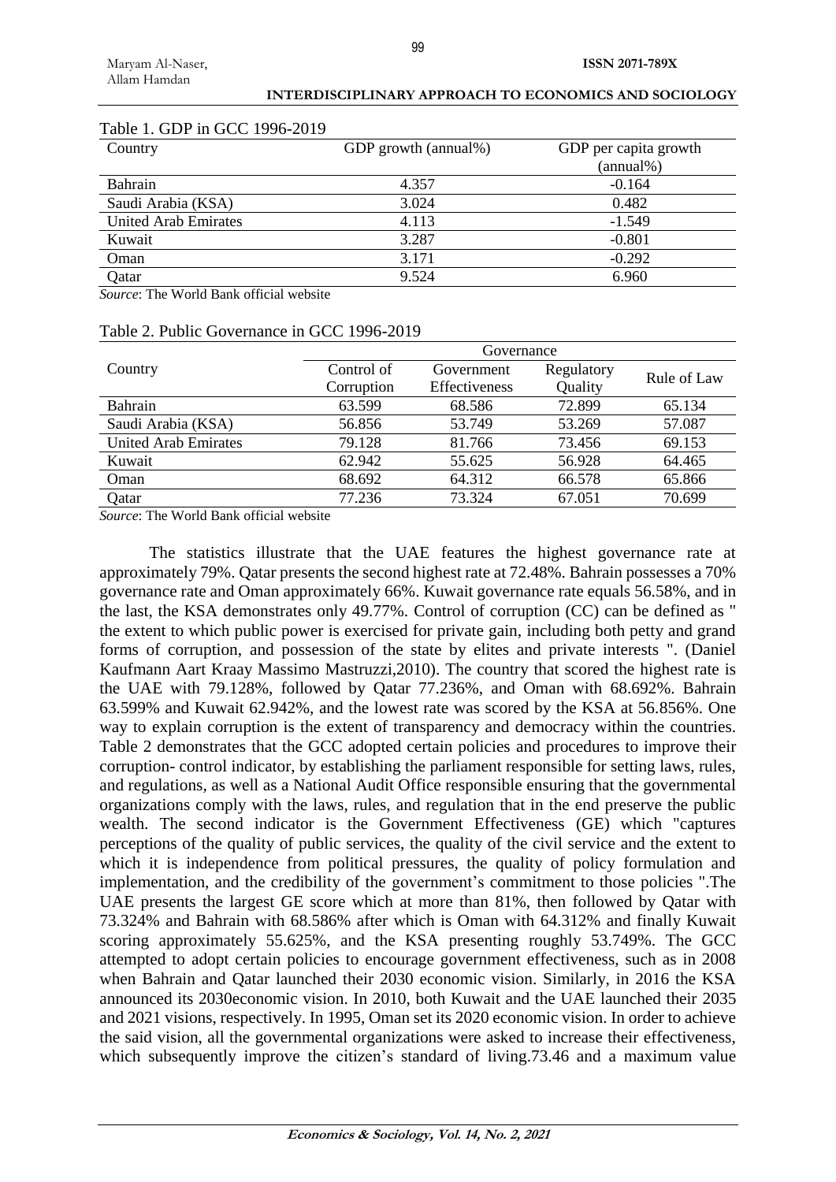Table 1. GDP in GCC 1996-2019

| Country | GDP growth (annual%) | GDP per capita growth (annual%) |
|---|---|---|
| Bahrain | 4.357 | -0.164 |
| Saudi Arabia (KSA) | 3.024 | 0.482 |
| United Arab Emirates | 4.113 | -1.549 |
| Kuwait | 3.287 | -0.801 |
| Oman | 3.171 | -0.292 |
| Qatar | 9.524 | 6.960 |

*Source*: The World Bank official website

Table 2. Public Governance in GCC 1996-2019

| Country | Governance | | | |
|---|---|---|---|---|
| | Control of Corruption | Government Effectiveness | Regulatory Quality | Rule of Law |
| Bahrain | 63.599 | 68.586 | 72.899 | 65.134 |
| Saudi Arabia (KSA) | 56.856 | 53.749 | 53.269 | 57.087 |
| United Arab Emirates | 79.128 | 81.766 | 73.456 | 69.153 |
| Kuwait | 62.942 | 55.625 | 56.928 | 64.465 |
| Oman | 68.692 | 64.312 | 66.578 | 65.866 |
| Qatar | 77.236 | 73.324 | 67.051 | 70.699 |

*Source*: The World Bank official website

The statistics illustrate that the UAE features the highest governance rate at approximately 79%. Qatar presents the second highest rate at 72.48%. Bahrain possesses a 70% governance rate and Oman approximately 66%. Kuwait governance rate equals 56.58%, and in the last, the KSA demonstrates only 49.77%. Control of corruption (CC) can be defined as " the extent to which public power is exercised for private gain, including both petty and grand forms of corruption, and possession of the state by elites and private interests ". (Daniel Kaufmann Aart Kraay Massimo Mastruzzi,2010). The country that scored the highest rate is the UAE with 79.128%, followed by Qatar 77.236%, and Oman with 68.692%. Bahrain 63.599% and Kuwait 62.942%, and the lowest rate was scored by the KSA at 56.856%. One way to explain corruption is the extent of transparency and democracy within the countries. Table 2 demonstrates that the GCC adopted certain policies and procedures to improve their corruption- control indicator, by establishing the parliament responsible for setting laws, rules, and regulations, as well as a National Audit Office responsible ensuring that the governmental organizations comply with the laws, rules, and regulation that in the end preserve the public wealth. The second indicator is the Government Effectiveness (GE) which "captures perceptions of the quality of public services, the quality of the civil service and the extent to which it is independence from political pressures, the quality of policy formulation and implementation, and the credibility of the government's commitment to those policies ".The UAE presents the largest GE score which at more than 81%, then followed by Qatar with 73.324% and Bahrain with 68.586% after which is Oman with 64.312% and finally Kuwait scoring approximately 55.625%, and the KSA presenting roughly 53.749%. The GCC attempted to adopt certain policies to encourage government effectiveness, such as in 2008 when Bahrain and Qatar launched their 2030 economic vision. Similarly, in 2016 the KSA announced its 2030economic vision. In 2010, both Kuwait and the UAE launched their 2035 and 2021 visions, respectively. In 1995, Oman set its 2020 economic vision. In order to achieve the said vision, all the governmental organizations were asked to increase their effectiveness, which subsequently improve the citizen's standard of living.73.46 and a maximum value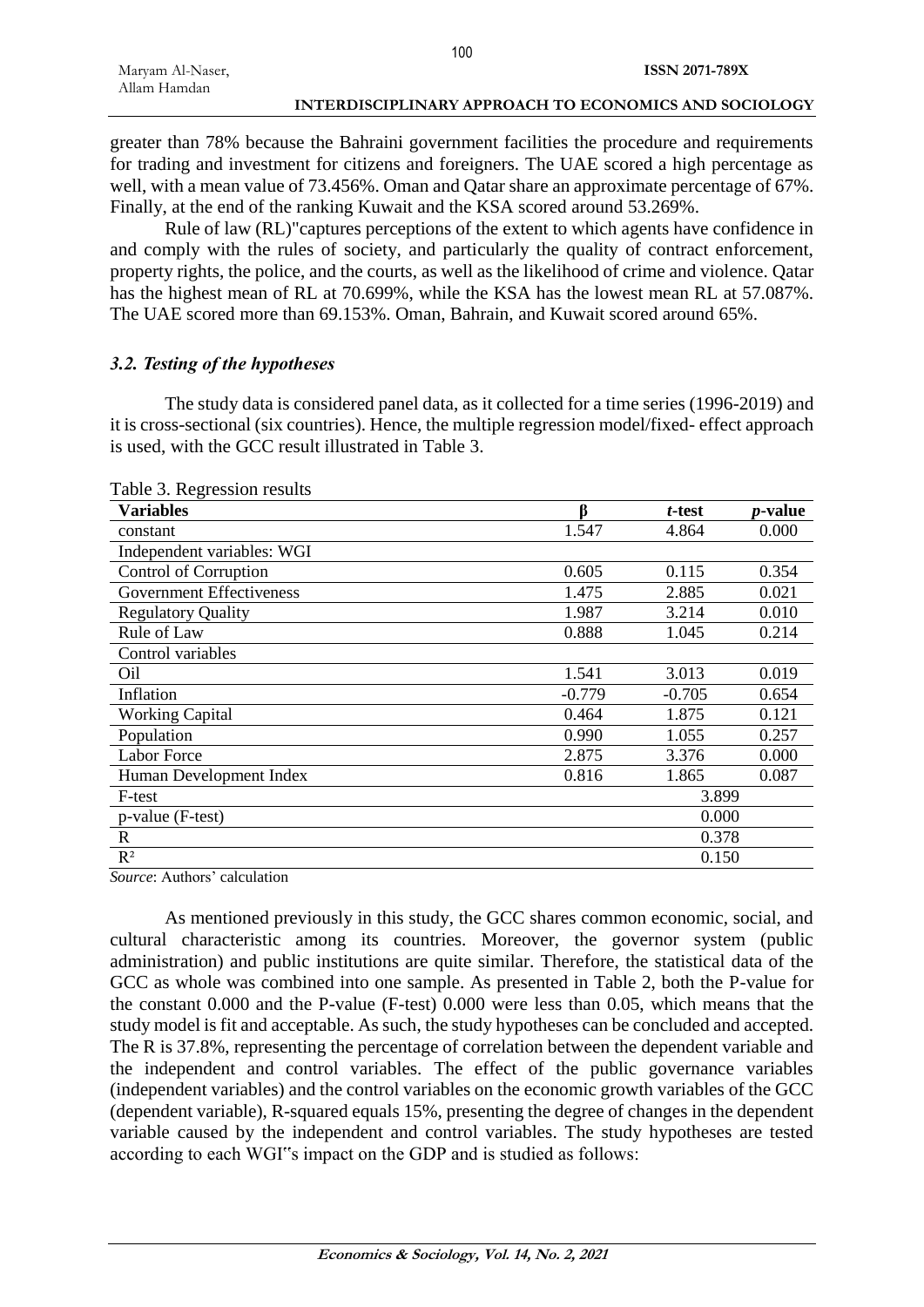greater than 78% because the Bahraini government facilities the procedure and requirements for trading and investment for citizens and foreigners. The UAE scored a high percentage as well, with a mean value of 73.456%. Oman and Qatar share an approximate percentage of 67%. Finally, at the end of the ranking Kuwait and the KSA scored around 53.269%.

Rule of law (RL)"captures perceptions of the extent to which agents have confidence in and comply with the rules of society, and particularly the quality of contract enforcement, property rights, the police, and the courts, as well as the likelihood of crime and violence. Qatar has the highest mean of RL at 70.699%, while the KSA has the lowest mean RL at 57.087%. The UAE scored more than 69.153%. Oman, Bahrain, and Kuwait scored around 65%.

### *3.2. Testing of the hypotheses*

The study data is considered panel data, as it collected for a time series (1996-2019) and it is cross-sectional (six countries). Hence, the multiple regression model/fixed- effect approach is used, with the GCC result illustrated in Table 3.

Table 3. Regression results

| **Variables** | **β** | ***t*-test** | ***p*-value** |
|---|---|---|---|
| constant | 1.547 | 4.864 | 0.000 |
| Independent variables: WGI | | | |
| Control of Corruption | 0.605 | 0.115 | 0.354 |
| Government Effectiveness | 1.475 | 2.885 | 0.021 |
| Regulatory Quality | 1.987 | 3.214 | 0.010 |
| Rule of Law | 0.888 | 1.045 | 0.214 |
| Control variables | | | |
| Oil | 1.541 | 3.013 | 0.019 |
| Inflation | -0.779 | -0.705 | 0.654 |
| Working Capital | 0.464 | 1.875 | 0.121 |
| Population | 0.990 | 1.055 | 0.257 |
| Labor Force | 2.875 | 3.376 | 0.000 |
| Human Development Index | 0.816 | 1.865 | 0.087 |
| F-test | | 3.899 | |
| p-value (F-test) | | 0.000 | |
| R | | 0.378 | |
| $R^2$ | | 0.150 | |

*Source*: Authors' calculation

As mentioned previously in this study, the GCC shares common economic, social, and cultural characteristic among its countries. Moreover, the governor system (public administration) and public institutions are quite similar. Therefore, the statistical data of the GCC as whole was combined into one sample. As presented in Table 2, both the P-value for the constant 0.000 and the P-value (F-test) 0.000 were less than 0.05, which means that the study model is fit and acceptable. As such, the study hypotheses can be concluded and accepted. The R is 37.8%, representing the percentage of correlation between the dependent variable and the independent and control variables. The effect of the public governance variables (independent variables) and the control variables on the economic growth variables of the GCC (dependent variable), R-squared equals 15%, presenting the degree of changes in the dependent variable caused by the independent and control variables. The study hypotheses are tested according to each WGI"s impact on the GDP and is studied as follows: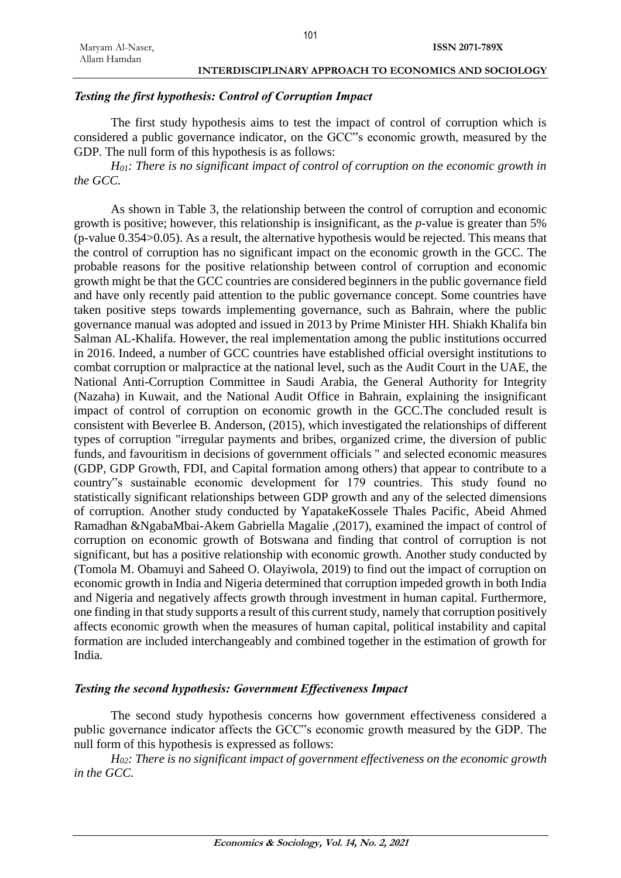### *Testing the first hypothesis: Control of Corruption Impact*

The first study hypothesis aims to test the impact of control of corruption which is considered a public governance indicator, on the GCC‟s economic growth, measured by the GDP. The null form of this hypothesis is as follows:

*$H_{01}$: There is no significant impact of control of corruption on the economic growth in the GCC.*

As shown in Table 3, the relationship between the control of corruption and economic growth is positive; however, this relationship is insignificant, as the *p*-value is greater than 5% (p-value 0.354>0.05). As a result, the alternative hypothesis would be rejected. This means that the control of corruption has no significant impact on the economic growth in the GCC. The probable reasons for the positive relationship between control of corruption and economic growth might be that the GCC countries are considered beginners in the public governance field and have only recently paid attention to the public governance concept. Some countries have taken positive steps towards implementing governance, such as Bahrain, where the public governance manual was adopted and issued in 2013 by Prime Minister HH. Shiakh Khalifa bin Salman AL-Khalifa. However, the real implementation among the public institutions occurred in 2016. Indeed, a number of GCC countries have established official oversight institutions to combat corruption or malpractice at the national level, such as the Audit Court in the UAE, the National Anti-Corruption Committee in Saudi Arabia, the General Authority for Integrity (Nazaha) in Kuwait, and the National Audit Office in Bahrain, explaining the insignificant impact of control of corruption on economic growth in the GCC.The concluded result is consistent with Beverlee B. Anderson, (2015), which investigated the relationships of different types of corruption "irregular payments and bribes, organized crime, the diversion of public funds, and favouritism in decisions of government officials " and selected economic measures (GDP, GDP Growth, FDI, and Capital formation among others) that appear to contribute to a country‟s sustainable economic development for 179 countries. This study found no statistically significant relationships between GDP growth and any of the selected dimensions of corruption. Another study conducted by YapatakeKossele Thales Pacific, Abeid Ahmed Ramadhan &NgabaMbai-Akem Gabriella Magalie ,(2017), examined the impact of control of corruption on economic growth of Botswana and finding that control of corruption is not significant, but has a positive relationship with economic growth. Another study conducted by (Tomola M. Obamuyi and Saheed O. Olayiwola, 2019) to find out the impact of corruption on economic growth in India and Nigeria determined that corruption impeded growth in both India and Nigeria and negatively affects growth through investment in human capital. Furthermore, one finding in that study supports a result of this current study, namely that corruption positively affects economic growth when the measures of human capital, political instability and capital formation are included interchangeably and combined together in the estimation of growth for India.

### *Testing the second hypothesis: Government Effectiveness Impact*

The second study hypothesis concerns how government effectiveness considered a public governance indicator affects the GCC‟s economic growth measured by the GDP. The null form of this hypothesis is expressed as follows:

*$H_{02}$: There is no significant impact of government effectiveness on the economic growth in the GCC.*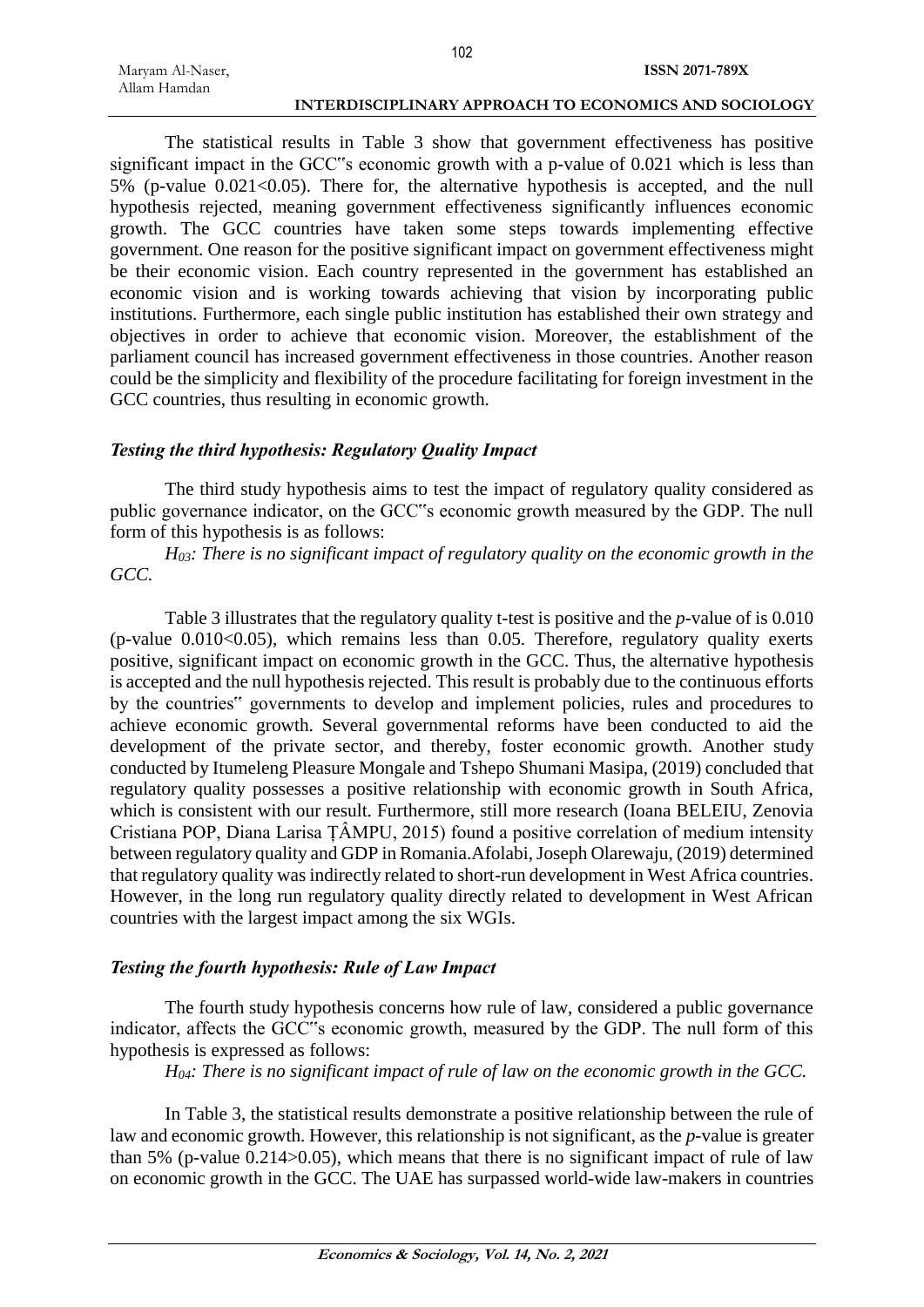The statistical results in Table 3 show that government effectiveness has positive significant impact in the GCC"s economic growth with a p-value of 0.021 which is less than 5% (p-value 0.021<0.05). There for, the alternative hypothesis is accepted, and the null hypothesis rejected, meaning government effectiveness significantly influences economic growth. The GCC countries have taken some steps towards implementing effective government. One reason for the positive significant impact on government effectiveness might be their economic vision. Each country represented in the government has established an economic vision and is working towards achieving that vision by incorporating public institutions. Furthermore, each single public institution has established their own strategy and objectives in order to achieve that economic vision. Moreover, the establishment of the parliament council has increased government effectiveness in those countries. Another reason could be the simplicity and flexibility of the procedure facilitating for foreign investment in the GCC countries, thus resulting in economic growth.

### *Testing the third hypothesis: Regulatory Quality Impact*

The third study hypothesis aims to test the impact of regulatory quality considered as public governance indicator, on the GCC"s economic growth measured by the GDP. The null form of this hypothesis is as follows:

*$H_{03}$: There is no significant impact of regulatory quality on the economic growth in the GCC.*

Table 3 illustrates that the regulatory quality t-test is positive and the *p*-value of is 0.010 (p-value 0.010<0.05), which remains less than 0.05. Therefore, regulatory quality exerts positive, significant impact on economic growth in the GCC. Thus, the alternative hypothesis is accepted and the null hypothesis rejected. This result is probably due to the continuous efforts by the countries" governments to develop and implement policies, rules and procedures to achieve economic growth. Several governmental reforms have been conducted to aid the development of the private sector, and thereby, foster economic growth. Another study conducted by Itumeleng Pleasure Mongale and Tshepo Shumani Masipa, (2019) concluded that regulatory quality possesses a positive relationship with economic growth in South Africa, which is consistent with our result. Furthermore, still more research (Ioana BELEIU, Zenovia Cristiana POP, Diana Larisa ȚÂMPU, 2015) found a positive correlation of medium intensity between regulatory quality and GDP in Romania.Afolabi, Joseph Olarewaju, (2019) determined that regulatory quality was indirectly related to short-run development in West Africa countries. However, in the long run regulatory quality directly related to development in West African countries with the largest impact among the six WGIs.

### *Testing the fourth hypothesis: Rule of Law Impact*

The fourth study hypothesis concerns how rule of law, considered a public governance indicator, affects the GCC"s economic growth, measured by the GDP. The null form of this hypothesis is expressed as follows:

*$H_{04}$: There is no significant impact of rule of law on the economic growth in the GCC.*

In Table 3, the statistical results demonstrate a positive relationship between the rule of law and economic growth. However, this relationship is not significant, as the *p*-value is greater than 5% (p-value 0.214>0.05), which means that there is no significant impact of rule of law on economic growth in the GCC. The UAE has surpassed world-wide law-makers in countries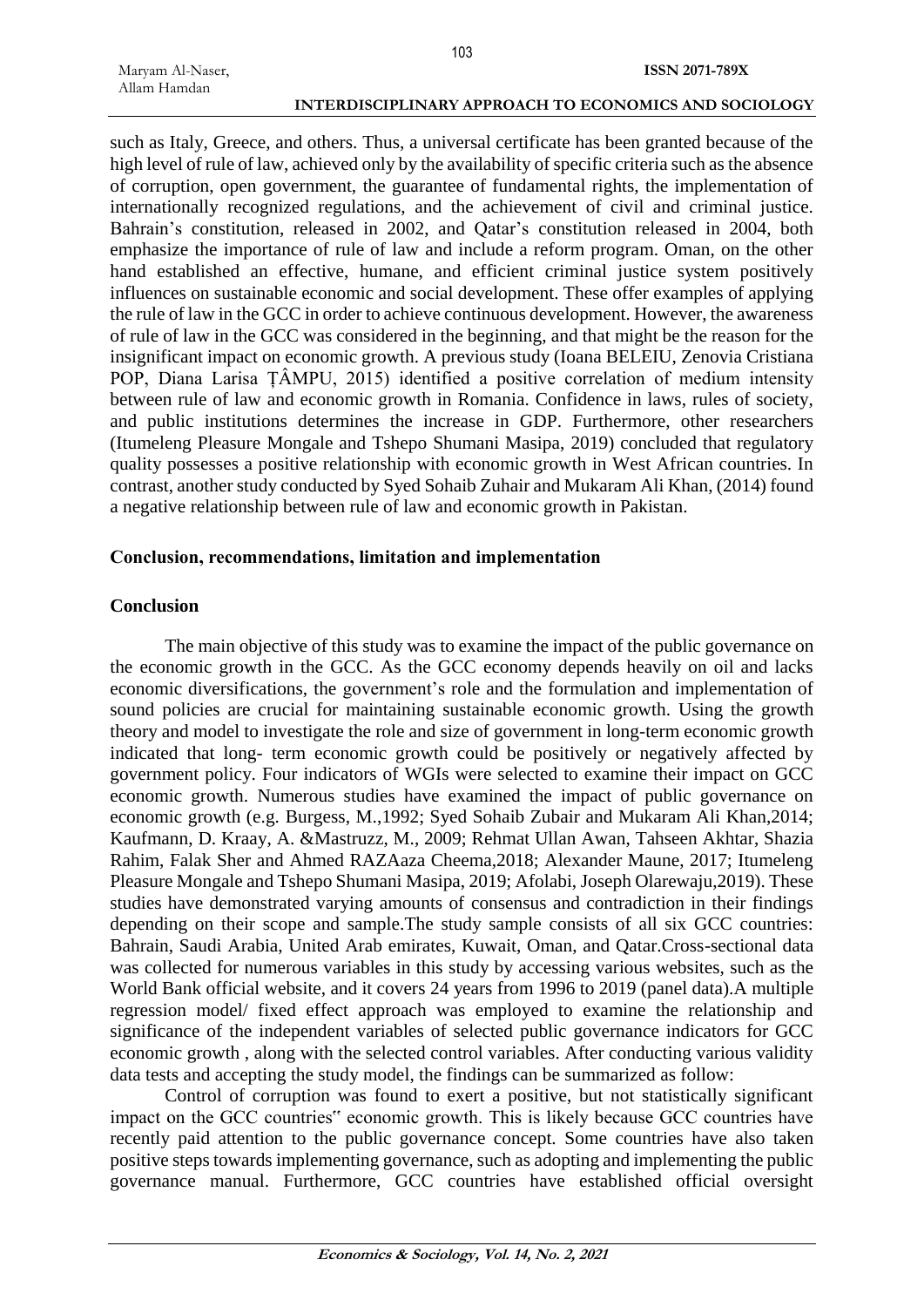such as Italy, Greece, and others. Thus, a universal certificate has been granted because of the high level of rule of law, achieved only by the availability of specific criteria such as the absence of corruption, open government, the guarantee of fundamental rights, the implementation of internationally recognized regulations, and the achievement of civil and criminal justice. Bahrain's constitution, released in 2002, and Qatar's constitution released in 2004, both emphasize the importance of rule of law and include a reform program. Oman, on the other hand established an effective, humane, and efficient criminal justice system positively influences on sustainable economic and social development. These offer examples of applying the rule of law in the GCC in order to achieve continuous development. However, the awareness of rule of law in the GCC was considered in the beginning, and that might be the reason for the insignificant impact on economic growth. A previous study (Ioana BELEIU, Zenovia Cristiana POP, Diana Larisa ȚÂMPU, 2015) identified a positive correlation of medium intensity between rule of law and economic growth in Romania. Confidence in laws, rules of society, and public institutions determines the increase in GDP. Furthermore, other researchers (Itumeleng Pleasure Mongale and Tshepo Shumani Masipa, 2019) concluded that regulatory quality possesses a positive relationship with economic growth in West African countries. In contrast, another study conducted by Syed Sohaib Zuhair and Mukaram Ali Khan, (2014) found a negative relationship between rule of law and economic growth in Pakistan.

## Conclusion, recommendations, limitation and implementation

### Conclusion

The main objective of this study was to examine the impact of the public governance on the economic growth in the GCC. As the GCC economy depends heavily on oil and lacks economic diversifications, the government's role and the formulation and implementation of sound policies are crucial for maintaining sustainable economic growth. Using the growth theory and model to investigate the role and size of government in long-term economic growth indicated that long- term economic growth could be positively or negatively affected by government policy. Four indicators of WGIs were selected to examine their impact on GCC economic growth. Numerous studies have examined the impact of public governance on economic growth (e.g. Burgess, M.,1992; Syed Sohaib Zubair and Mukaram Ali Khan,2014; Kaufmann, D. Kraay, A. &Mastruzz, M., 2009; Rehmat Ullan Awan, Tahseen Akhtar, Shazia Rahim, Falak Sher and Ahmed RAZAaza Cheema,2018; Alexander Maune, 2017; Itumeleng Pleasure Mongale and Tshepo Shumani Masipa, 2019; Afolabi, Joseph Olarewaju,2019). These studies have demonstrated varying amounts of consensus and contradiction in their findings depending on their scope and sample.The study sample consists of all six GCC countries: Bahrain, Saudi Arabia, United Arab emirates, Kuwait, Oman, and Qatar.Cross-sectional data was collected for numerous variables in this study by accessing various websites, such as the World Bank official website, and it covers 24 years from 1996 to 2019 (panel data).A multiple regression model/ fixed effect approach was employed to examine the relationship and significance of the independent variables of selected public governance indicators for GCC economic growth , along with the selected control variables. After conducting various validity data tests and accepting the study model, the findings can be summarized as follow:

Control of corruption was found to exert a positive, but not statistically significant impact on the GCC countries" economic growth. This is likely because GCC countries have recently paid attention to the public governance concept. Some countries have also taken positive steps towards implementing governance, such as adopting and implementing the public governance manual. Furthermore, GCC countries have established official oversight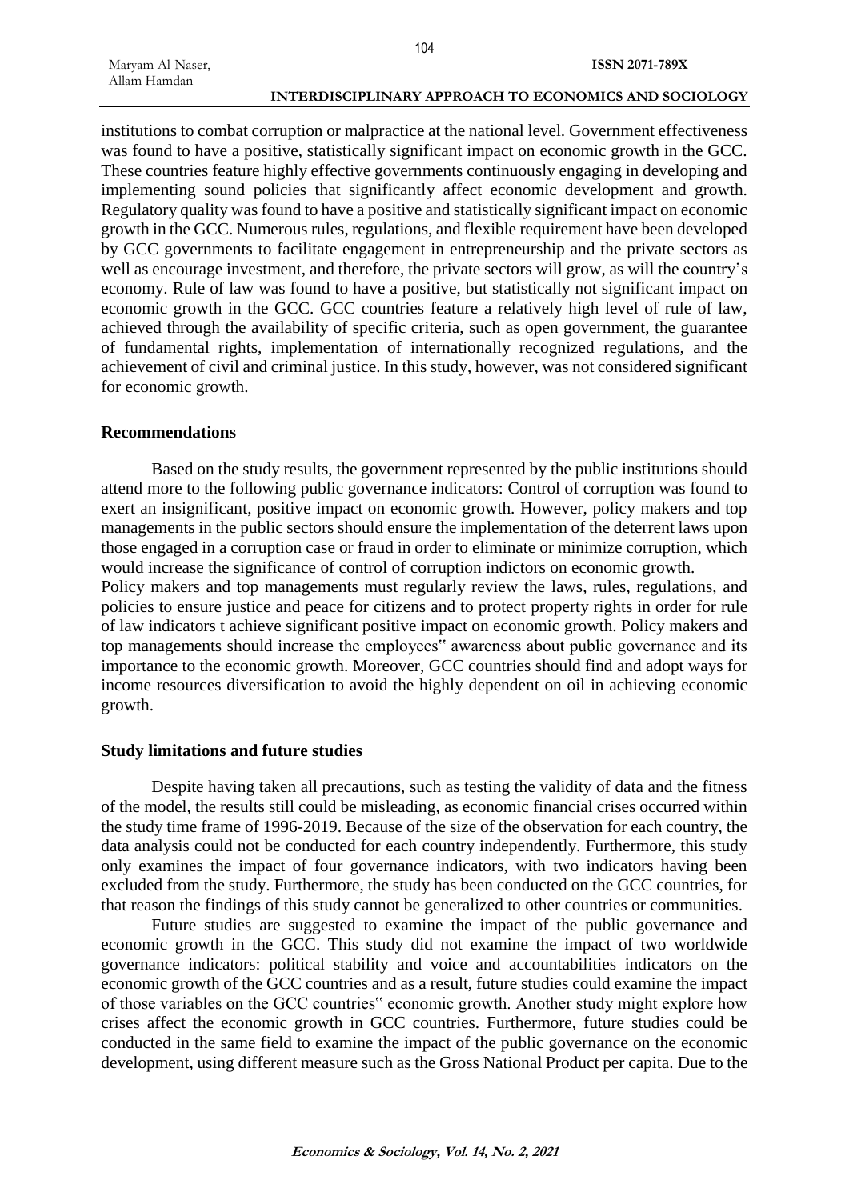institutions to combat corruption or malpractice at the national level. Government effectiveness was found to have a positive, statistically significant impact on economic growth in the GCC. These countries feature highly effective governments continuously engaging in developing and implementing sound policies that significantly affect economic development and growth. Regulatory quality was found to have a positive and statistically significant impact on economic growth in the GCC. Numerous rules, regulations, and flexible requirement have been developed by GCC governments to facilitate engagement in entrepreneurship and the private sectors as well as encourage investment, and therefore, the private sectors will grow, as will the country's economy. Rule of law was found to have a positive, but statistically not significant impact on economic growth in the GCC. GCC countries feature a relatively high level of rule of law, achieved through the availability of specific criteria, such as open government, the guarantee of fundamental rights, implementation of internationally recognized regulations, and the achievement of civil and criminal justice. In this study, however, was not considered significant for economic growth.

## Recommendations

Based on the study results, the government represented by the public institutions should attend more to the following public governance indicators: Control of corruption was found to exert an insignificant, positive impact on economic growth. However, policy makers and top managements in the public sectors should ensure the implementation of the deterrent laws upon those engaged in a corruption case or fraud in order to eliminate or minimize corruption, which would increase the significance of control of corruption indictors on economic growth.

Policy makers and top managements must regularly review the laws, rules, regulations, and policies to ensure justice and peace for citizens and to protect property rights in order for rule of law indicators t achieve significant positive impact on economic growth. Policy makers and top managements should increase the employees" awareness about public governance and its importance to the economic growth. Moreover, GCC countries should find and adopt ways for income resources diversification to avoid the highly dependent on oil in achieving economic growth.

## Study limitations and future studies

Despite having taken all precautions, such as testing the validity of data and the fitness of the model, the results still could be misleading, as economic financial crises occurred within the study time frame of 1996-2019. Because of the size of the observation for each country, the data analysis could not be conducted for each country independently. Furthermore, this study only examines the impact of four governance indicators, with two indicators having been excluded from the study. Furthermore, the study has been conducted on the GCC countries, for that reason the findings of this study cannot be generalized to other countries or communities.

Future studies are suggested to examine the impact of the public governance and economic growth in the GCC. This study did not examine the impact of two worldwide governance indicators: political stability and voice and accountabilities indicators on the economic growth of the GCC countries and as a result, future studies could examine the impact of those variables on the GCC countries" economic growth. Another study might explore how crises affect the economic growth in GCC countries. Furthermore, future studies could be conducted in the same field to examine the impact of the public governance on the economic development, using different measure such as the Gross National Product per capita. Due to the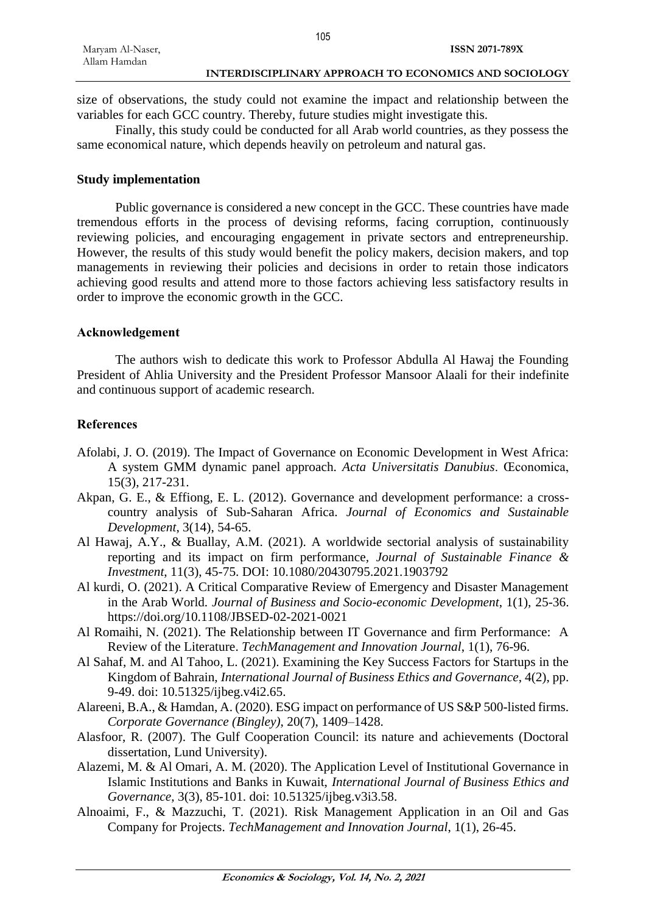size of observations, the study could not examine the impact and relationship between the variables for each GCC country. Thereby, future studies might investigate this.

Finally, this study could be conducted for all Arab world countries, as they possess the same economical nature, which depends heavily on petroleum and natural gas.

### Study implementation

Public governance is considered a new concept in the GCC. These countries have made tremendous efforts in the process of devising reforms, facing corruption, continuously reviewing policies, and encouraging engagement in private sectors and entrepreneurship. However, the results of this study would benefit the policy makers, decision makers, and top managements in reviewing their policies and decisions in order to retain those indicators achieving good results and attend more to those factors achieving less satisfactory results in order to improve the economic growth in the GCC.

### Acknowledgement

The authors wish to dedicate this work to Professor Abdulla Al Hawaj the Founding President of Ahlia University and the President Professor Mansoor Alaali for their indefinite and continuous support of academic research.

### References

Afolabi, J. O. (2019). The Impact of Governance on Economic Development in West Africa: A system GMM dynamic panel approach. *Acta Universitatis Danubius*. Œconomica, 15(3), 217-231.

Akpan, G. E., & Effiong, E. L. (2012). Governance and development performance: a cross-country analysis of Sub-Saharan Africa. *Journal of Economics and Sustainable Development*, 3(14), 54-65.

Al Hawaj, A.Y., & Buallay, A.M. (2021). A worldwide sectorial analysis of sustainability reporting and its impact on firm performance, *Journal of Sustainable Finance & Investment*, 11(3), 45-75. DOI: 10.1080/20430795.2021.1903792

Al kurdi, O. (2021). A Critical Comparative Review of Emergency and Disaster Management in the Arab World. *Journal of Business and Socio-economic Development*, 1(1), 25-36. https://doi.org/10.1108/JBSED-02-2021-0021

Al Romaihi, N. (2021). The Relationship between IT Governance and firm Performance: A Review of the Literature. *TechManagement and Innovation Journal*, 1(1), 76-96.

Al Sahaf, M. and Al Tahoo, L. (2021). Examining the Key Success Factors for Startups in the Kingdom of Bahrain, *International Journal of Business Ethics and Governance*, 4(2), pp. 9-49. doi: 10.51325/ijbeg.v4i2.65.

Alareeni, B.A., & Hamdan, A. (2020). ESG impact on performance of US S&P 500-listed firms. *Corporate Governance (Bingley)*, 20(7), 1409–1428.

Alasfoor, R. (2007). The Gulf Cooperation Council: its nature and achievements (Doctoral dissertation, Lund University).

Alazemi, M. & Al Omari, A. M. (2020). The Application Level of Institutional Governance in Islamic Institutions and Banks in Kuwait, *International Journal of Business Ethics and Governance*, 3(3), 85-101. doi: 10.51325/ijbeg.v3i3.58.

Alnoaimi, F., & Mazzuchi, T. (2021). Risk Management Application in an Oil and Gas Company for Projects. *TechManagement and Innovation Journal*, 1(1), 26-45.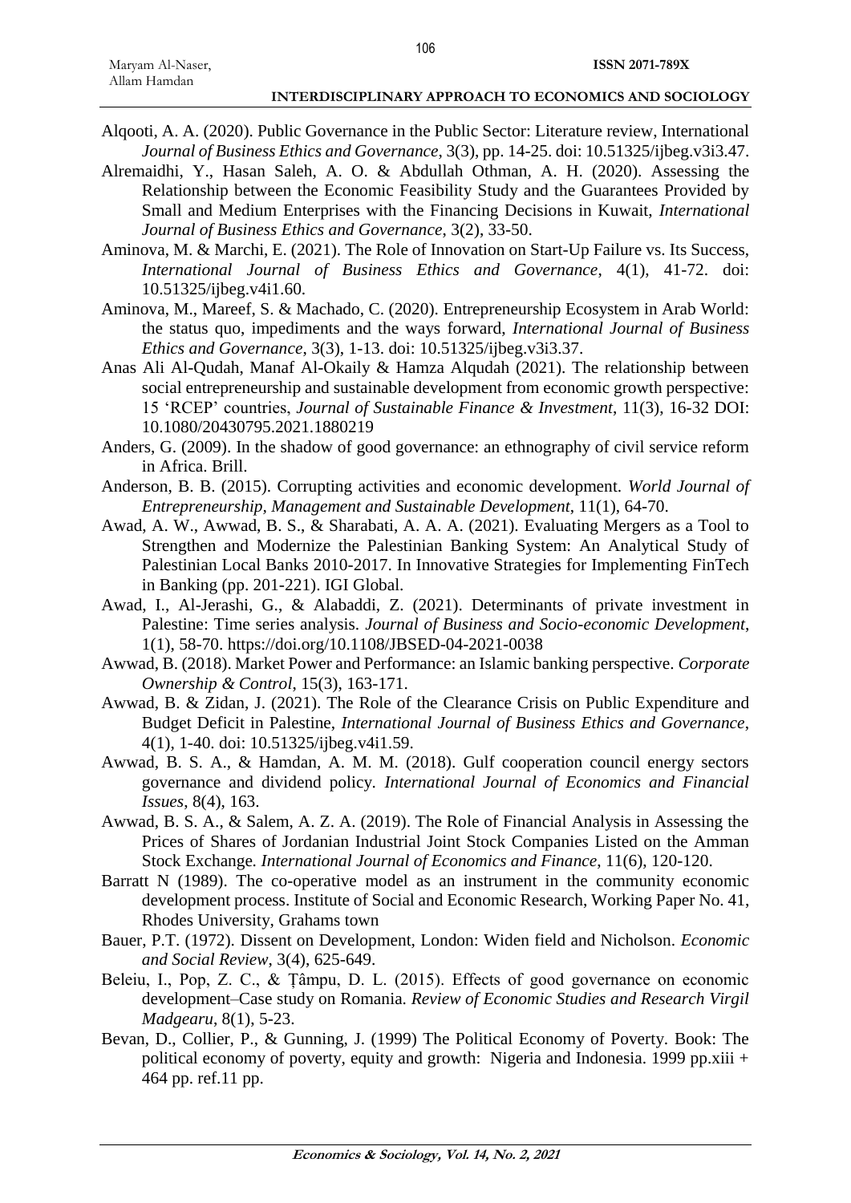Alqooti, A. A. (2020). Public Governance in the Public Sector: Literature review, International *Journal of Business Ethics and Governance*, 3(3), pp. 14-25. doi: 10.51325/ijbeg.v3i3.47.

Alremaidhi, Y., Hasan Saleh, A. O. & Abdullah Othman, A. H. (2020). Assessing the Relationship between the Economic Feasibility Study and the Guarantees Provided by Small and Medium Enterprises with the Financing Decisions in Kuwait, *International Journal of Business Ethics and Governance*, 3(2), 33-50.

Aminova, M. & Marchi, E. (2021). The Role of Innovation on Start-Up Failure vs. Its Success, *International Journal of Business Ethics and Governance*, 4(1), 41-72. doi: 10.51325/ijbeg.v4i1.60.

Aminova, M., Mareef, S. & Machado, C. (2020). Entrepreneurship Ecosystem in Arab World: the status quo, impediments and the ways forward, *International Journal of Business Ethics and Governance*, 3(3), 1-13. doi: 10.51325/ijbeg.v3i3.37.

Anas Ali Al-Qudah, Manaf Al-Okaily & Hamza Alqudah (2021). The relationship between social entrepreneurship and sustainable development from economic growth perspective: 15 'RCEP' countries, *Journal of Sustainable Finance & Investment*, 11(3), 16-32 DOI: 10.1080/20430795.2021.1880219

Anders, G. (2009). In the shadow of good governance: an ethnography of civil service reform in Africa. Brill.

Anderson, B. B. (2015). Corrupting activities and economic development. *World Journal of Entrepreneurship, Management and Sustainable Development*, 11(1), 64-70.

Awad, A. W., Awwad, B. S., & Sharabati, A. A. A. (2021). Evaluating Mergers as a Tool to Strengthen and Modernize the Palestinian Banking System: An Analytical Study of Palestinian Local Banks 2010-2017. In Innovative Strategies for Implementing FinTech in Banking (pp. 201-221). IGI Global.

Awad, I., Al-Jerashi, G., & Alabaddi, Z. (2021). Determinants of private investment in Palestine: Time series analysis. *Journal of Business and Socio-economic Development*, 1(1), 58-70. https://doi.org/10.1108/JBSED-04-2021-0038

Awwad, B. (2018). Market Power and Performance: an Islamic banking perspective. *Corporate Ownership & Control*, 15(3), 163-171.

Awwad, B. & Zidan, J. (2021). The Role of the Clearance Crisis on Public Expenditure and Budget Deficit in Palestine, *International Journal of Business Ethics and Governance*, 4(1), 1-40. doi: 10.51325/ijbeg.v4i1.59.

Awwad, B. S. A., & Hamdan, A. M. M. (2018). Gulf cooperation council energy sectors governance and dividend policy. *International Journal of Economics and Financial Issues*, 8(4), 163.

Awwad, B. S. A., & Salem, A. Z. A. (2019). The Role of Financial Analysis in Assessing the Prices of Shares of Jordanian Industrial Joint Stock Companies Listed on the Amman Stock Exchange. *International Journal of Economics and Finance*, 11(6), 120-120.

Barratt N (1989). The co-operative model as an instrument in the community economic development process. Institute of Social and Economic Research, Working Paper No. 41, Rhodes University, Grahams town

Bauer, P.T. (1972). Dissent on Development, London: Widen field and Nicholson. *Economic and Social Review*, 3(4), 625-649.

Beleiu, I., Pop, Z. C., & Ţâmpu, D. L. (2015). Effects of good governance on economic development–Case study on Romania. *Review of Economic Studies and Research Virgil Madgearu*, 8(1), 5-23.

Bevan, D., Collier, P., & Gunning, J. (1999) The Political Economy of Poverty. Book: The political economy of poverty, equity and growth: Nigeria and Indonesia. 1999 pp.xiii + 464 pp. ref.11 pp.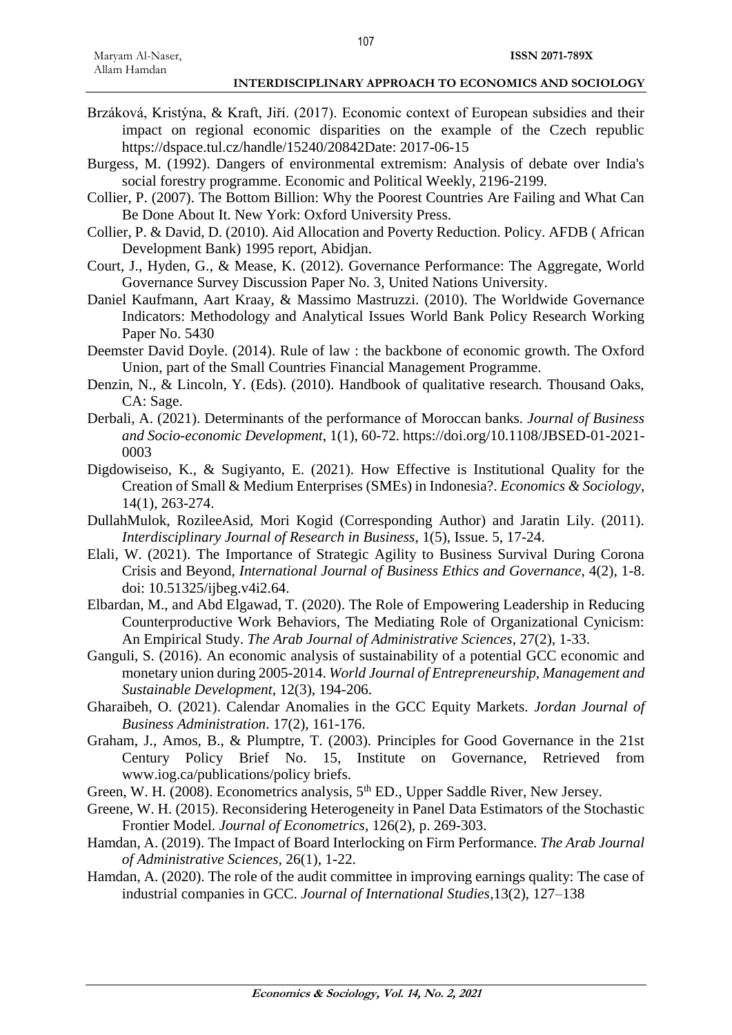Brzáková, Kristýna, & Kraft, Jiří. (2017). Economic context of European subsidies and their impact on regional economic disparities on the example of the Czech republic https://dspace.tul.cz/handle/15240/20842Date: 2017-06-15

Burgess, M. (1992). Dangers of environmental extremism: Analysis of debate over India's social forestry programme. Economic and Political Weekly, 2196-2199.

Collier, P. (2007). The Bottom Billion: Why the Poorest Countries Are Failing and What Can Be Done About It. New York: Oxford University Press.

Collier, P. & David, D. (2010). Aid Allocation and Poverty Reduction. Policy. AFDB ( African Development Bank) 1995 report, Abidjan.

Court, J., Hyden, G., & Mease, K. (2012). Governance Performance: The Aggregate, World Governance Survey Discussion Paper No. 3, United Nations University.

Daniel Kaufmann, Aart Kraay, & Massimo Mastruzzi. (2010). The Worldwide Governance Indicators: Methodology and Analytical Issues World Bank Policy Research Working Paper No. 5430

Deemster David Doyle. (2014). Rule of law : the backbone of economic growth. The Oxford Union, part of the Small Countries Financial Management Programme.

Denzin, N., & Lincoln, Y. (Eds). (2010). Handbook of qualitative research. Thousand Oaks, CA: Sage.

Derbali, A. (2021). Determinants of the performance of Moroccan banks. *Journal of Business and Socio-economic Development*, 1(1), 60-72. https://doi.org/10.1108/JBSED-01-2021-0003

Digdowiseiso, K., & Sugiyanto, E. (2021). How Effective is Institutional Quality for the Creation of Small & Medium Enterprises (SMEs) in Indonesia?. *Economics & Sociology*, 14(1), 263-274.

DullahMulok, RozileeAsid, Mori Kogid (Corresponding Author) and Jaratin Lily. (2011). *Interdisciplinary Journal of Research in Business*, 1(5), Issue. 5, 17-24.

Elali, W. (2021). The Importance of Strategic Agility to Business Survival During Corona Crisis and Beyond, *International Journal of Business Ethics and Governance*, 4(2), 1-8. doi: 10.51325/ijbeg.v4i2.64.

Elbardan, M., and Abd Elgawad, T. (2020). The Role of Empowering Leadership in Reducing Counterproductive Work Behaviors, The Mediating Role of Organizational Cynicism: An Empirical Study. *The Arab Journal of Administrative Sciences*, 27(2), 1-33.

Ganguli, S. (2016). An economic analysis of sustainability of a potential GCC economic and monetary union during 2005-2014. *World Journal of Entrepreneurship, Management and Sustainable Development*, 12(3), 194-206.

Gharaibeh, O. (2021). Calendar Anomalies in the GCC Equity Markets. *Jordan Journal of Business Administration*. 17(2), 161-176.

Graham, J., Amos, B., & Plumptre, T. (2003). Principles for Good Governance in the 21st Century Policy Brief No. 15, Institute on Governance, Retrieved from www.iog.ca/publications/policy briefs.

Green, W. H. (2008). Econometrics analysis, 5th ED., Upper Saddle River, New Jersey.

Greene, W. H. (2015). Reconsidering Heterogeneity in Panel Data Estimators of the Stochastic Frontier Model. *Journal of Econometrics*, 126(2), p. 269-303.

Hamdan, A. (2019). The Impact of Board Interlocking on Firm Performance. *The Arab Journal of Administrative Sciences*, 26(1), 1-22.

Hamdan, A. (2020). The role of the audit committee in improving earnings quality: The case of industrial companies in GCC. *Journal of International Studies*,13(2), 127–138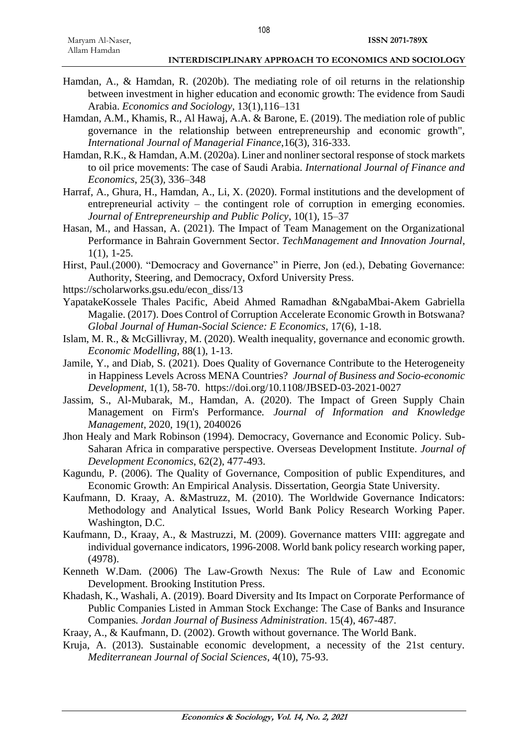Hamdan, A., & Hamdan, R. (2020b). The mediating role of oil returns in the relationship between investment in higher education and economic growth: The evidence from Saudi Arabia. *Economics and Sociology*, 13(1),116–131

Hamdan, A.M., Khamis, R., Al Hawaj, A.A. & Barone, E. (2019). The mediation role of public governance in the relationship between entrepreneurship and economic growth", *International Journal of Managerial Finance*,16(3), 316-333.

Hamdan, R.K., & Hamdan, A.M. (2020a). Liner and nonliner sectoral response of stock markets to oil price movements: The case of Saudi Arabia. *International Journal of Finance and Economics*, 25(3), 336–348

Harraf, A., Ghura, H., Hamdan, A., Li, X. (2020). Formal institutions and the development of entrepreneurial activity – the contingent role of corruption in emerging economies. *Journal of Entrepreneurship and Public Policy*, 10(1), 15–37

Hasan, M., and Hassan, A. (2021). The Impact of Team Management on the Organizational Performance in Bahrain Government Sector. *TechManagement and Innovation Journal*, 1(1), 1-25.

Hirst, Paul.(2000). "Democracy and Governance" in Pierre, Jon (ed.), Debating Governance: Authority, Steering, and Democracy, Oxford University Press.

https://scholarworks.gsu.edu/econ_diss/13

YapatakeKossele Thales Pacific, Abeid Ahmed Ramadhan &NgabaMbai-Akem Gabriella Magalie. (2017). Does Control of Corruption Accelerate Economic Growth in Botswana? *Global Journal of Human-Social Science: E Economics*, 17(6), 1-18.

Islam, M. R., & McGillivray, M. (2020). Wealth inequality, governance and economic growth. *Economic Modelling*, 88(1), 1-13.

Jamile, Y., and Diab, S. (2021). Does Quality of Governance Contribute to the Heterogeneity in Happiness Levels Across MENA Countries? *Journal of Business and Socio-economic Development*, 1(1), 58-70. https://doi.org/10.1108/JBSED-03-2021-0027

Jassim, S., Al-Mubarak, M., Hamdan, A. (2020). The Impact of Green Supply Chain Management on Firm's Performance. *Journal of Information and Knowledge Management*, 2020, 19(1), 2040026

Jhon Healy and Mark Robinson (1994). Democracy, Governance and Economic Policy. Sub-Saharan Africa in comparative perspective. Overseas Development Institute. *Journal of Development Economics*, 62(2), 477-493.

Kagundu, P. (2006). The Quality of Governance, Composition of public Expenditures, and Economic Growth: An Empirical Analysis. Dissertation, Georgia State University.

Kaufmann, D. Kraay, A. &Mastruzz, M. (2010). The Worldwide Governance Indicators: Methodology and Analytical Issues, World Bank Policy Research Working Paper. Washington, D.C.

Kaufmann, D., Kraay, A., & Mastruzzi, M. (2009). Governance matters VIII: aggregate and individual governance indicators, 1996-2008. World bank policy research working paper, (4978).

Kenneth W.Dam. (2006) The Law-Growth Nexus: The Rule of Law and Economic Development. Brooking Institution Press.

Khadash, K., Washali, A. (2019). Board Diversity and Its Impact on Corporate Performance of Public Companies Listed in Amman Stock Exchange: The Case of Banks and Insurance Companies. *Jordan Journal of Business Administration*. 15(4), 467-487.

Kraay, A., & Kaufmann, D. (2002). Growth without governance. The World Bank.

Kruja, A. (2013). Sustainable economic development, a necessity of the 21st century. *Mediterranean Journal of Social Sciences*, 4(10), 75-93.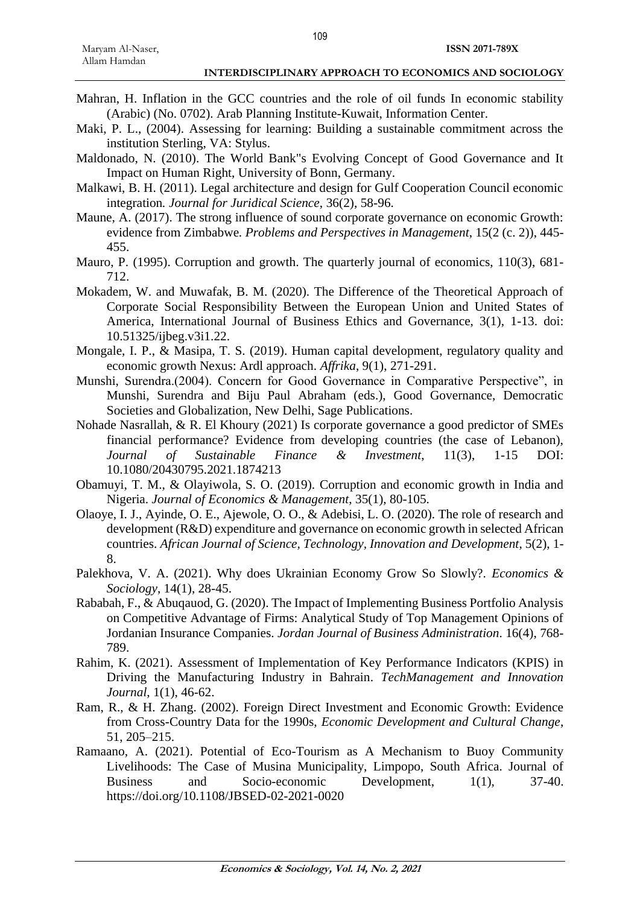Mahran, H. Inflation in the GCC countries and the role of oil funds In economic stability (Arabic) (No. 0702). Arab Planning Institute-Kuwait, Information Center.

Maki, P. L., (2004). Assessing for learning: Building a sustainable commitment across the institution Sterling, VA: Stylus.

Maldonado, N. (2010). The World Bank"s Evolving Concept of Good Governance and It Impact on Human Right, University of Bonn, Germany.

Malkawi, B. H. (2011). Legal architecture and design for Gulf Cooperation Council economic integration*. Journal for Juridical Science*, 36(2), 58-96.

Maune, A. (2017). The strong influence of sound corporate governance on economic Growth: evidence from Zimbabwe*. Problems and Perspectives in Management*, 15(2 (c. 2)), 445-455.

Mauro, P. (1995). Corruption and growth. The quarterly journal of economics, 110(3), 681-712.

Mokadem, W. and Muwafak, B. M. (2020). The Difference of the Theoretical Approach of Corporate Social Responsibility Between the European Union and United States of America, International Journal of Business Ethics and Governance, 3(1), 1-13. doi: 10.51325/ijbeg.v3i1.22.

Mongale, I. P., & Masipa, T. S. (2019). Human capital development, regulatory quality and economic growth Nexus: Ardl approach. *Affrika*, 9(1), 271-291.

Munshi, Surendra.(2004). Concern for Good Governance in Comparative Perspective", in Munshi, Surendra and Biju Paul Abraham (eds.), Good Governance, Democratic Societies and Globalization, New Delhi, Sage Publications.

Nohade Nasrallah, & R. El Khoury (2021) Is corporate governance a good predictor of SMEs financial performance? Evidence from developing countries (the case of Lebanon), *Journal of Sustainable Finance & Investment*, 11(3), 1-15 DOI: 10.1080/20430795.2021.1874213

Obamuyi, T. M., & Olayiwola, S. O. (2019). Corruption and economic growth in India and Nigeria. *Journal of Economics & Management*, 35(1), 80-105.

Olaoye, I. J., Ayinde, O. E., Ajewole, O. O., & Adebisi, L. O. (2020). The role of research and development (R&D) expenditure and governance on economic growth in selected African countries. *African Journal of Science, Technology, Innovation and Development*, 5(2), 1-8.

Palekhova, V. A. (2021). Why does Ukrainian Economy Grow So Slowly?. *Economics & Sociology*, 14(1), 28-45.

Rababah, F., & Abuqauod, G. (2020). The Impact of Implementing Business Portfolio Analysis on Competitive Advantage of Firms: Analytical Study of Top Management Opinions of Jordanian Insurance Companies. *Jordan Journal of Business Administration*. 16(4), 768-789.

Rahim, K. (2021). Assessment of Implementation of Key Performance Indicators (KPIS) in Driving the Manufacturing Industry in Bahrain. *TechManagement and Innovation Journal*, 1(1), 46-62.

Ram, R., & H. Zhang. (2002). Foreign Direct Investment and Economic Growth: Evidence from Cross-Country Data for the 1990s, *Economic Development and Cultural Change*, 51, 205–215.

Ramaano, A. (2021). Potential of Eco-Tourism as A Mechanism to Buoy Community Livelihoods: The Case of Musina Municipality, Limpopo, South Africa. Journal of Business and Socio-economic Development, 1(1), 37-40. https://doi.org/10.1108/JBSED-02-2021-0020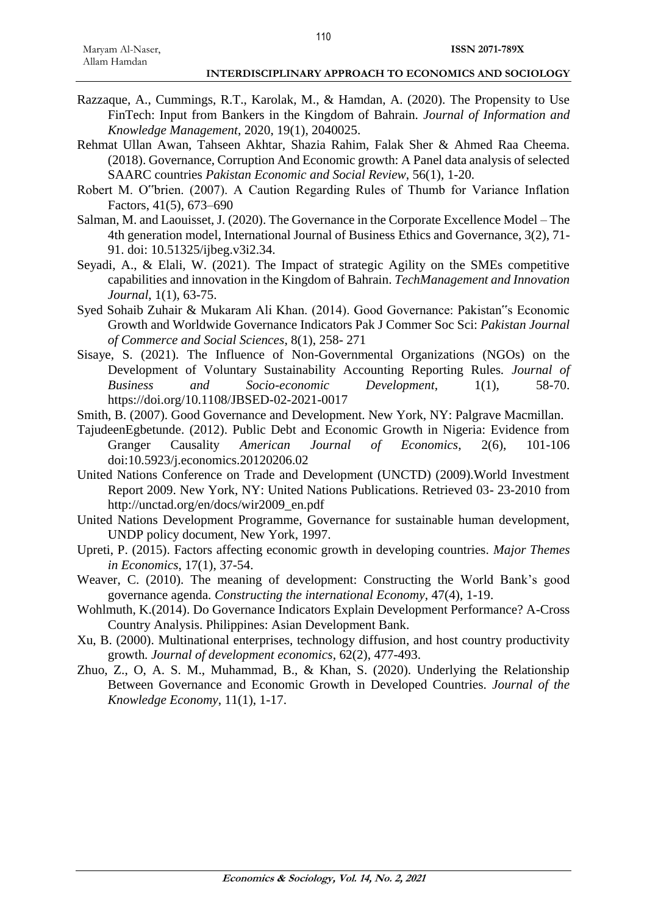Razzaque, A., Cummings, R.T., Karolak, M., & Hamdan, A. (2020). The Propensity to Use FinTech: Input from Bankers in the Kingdom of Bahrain. *Journal of Information and Knowledge Management*, 2020, 19(1), 2040025.

Rehmat Ullan Awan, Tahseen Akhtar, Shazia Rahim, Falak Sher & Ahmed Raa Cheema. (2018). Governance, Corruption And Economic growth: A Panel data analysis of selected SAARC countries *Pakistan Economic and Social Review*, 56(1), 1-20.

Robert M. O‟brien. (2007). A Caution Regarding Rules of Thumb for Variance Inflation Factors, 41(5), 673–690

Salman, M. and Laouisset, J. (2020). The Governance in the Corporate Excellence Model – The 4th generation model, International Journal of Business Ethics and Governance, 3(2), 71-91. doi: 10.51325/ijbeg.v3i2.34.

Seyadi, A., & Elali, W. (2021). The Impact of strategic Agility on the SMEs competitive capabilities and innovation in the Kingdom of Bahrain. *TechManagement and Innovation Journal*, 1(1), 63-75.

Syed Sohaib Zuhair & Mukaram Ali Khan. (2014). Good Governance: Pakistan‟s Economic Growth and Worldwide Governance Indicators Pak J Commer Soc Sci: *Pakistan Journal of Commerce and Social Sciences*, 8(1), 258- 271

Sisaye, S. (2021). The Influence of Non-Governmental Organizations (NGOs) on the Development of Voluntary Sustainability Accounting Reporting Rules. *Journal of Business and Socio-economic Development*, 1(1), 58-70. https://doi.org/10.1108/JBSED-02-2021-0017

Smith, B. (2007). Good Governance and Development. New York, NY: Palgrave Macmillan.

TajudeenEgbetunde. (2012). Public Debt and Economic Growth in Nigeria: Evidence from Granger Causality *American Journal of Economics*, 2(6), 101-106 doi:10.5923/j.economics.20120206.02

United Nations Conference on Trade and Development (UNCTD) (2009).World Investment Report 2009. New York, NY: United Nations Publications. Retrieved 03- 23-2010 from http://unctad.org/en/docs/wir2009_en.pdf

United Nations Development Programme, Governance for sustainable human development, UNDP policy document, New York, 1997.

Upreti, P. (2015). Factors affecting economic growth in developing countries. *Major Themes in Economics*, 17(1), 37-54.

Weaver, C. (2010). The meaning of development: Constructing the World Bank's good governance agenda. *Constructing the international Economy*, 47(4), 1-19.

Wohlmuth, K.(2014). Do Governance Indicators Explain Development Performance? A-Cross Country Analysis. Philippines: Asian Development Bank.

Xu, B. (2000). Multinational enterprises, technology diffusion, and host country productivity growth. *Journal of development economics*, 62(2), 477-493.

Zhuo, Z., O, A. S. M., Muhammad, B., & Khan, S. (2020). Underlying the Relationship Between Governance and Economic Growth in Developed Countries. *Journal of the Knowledge Economy*, 11(1), 1-17.